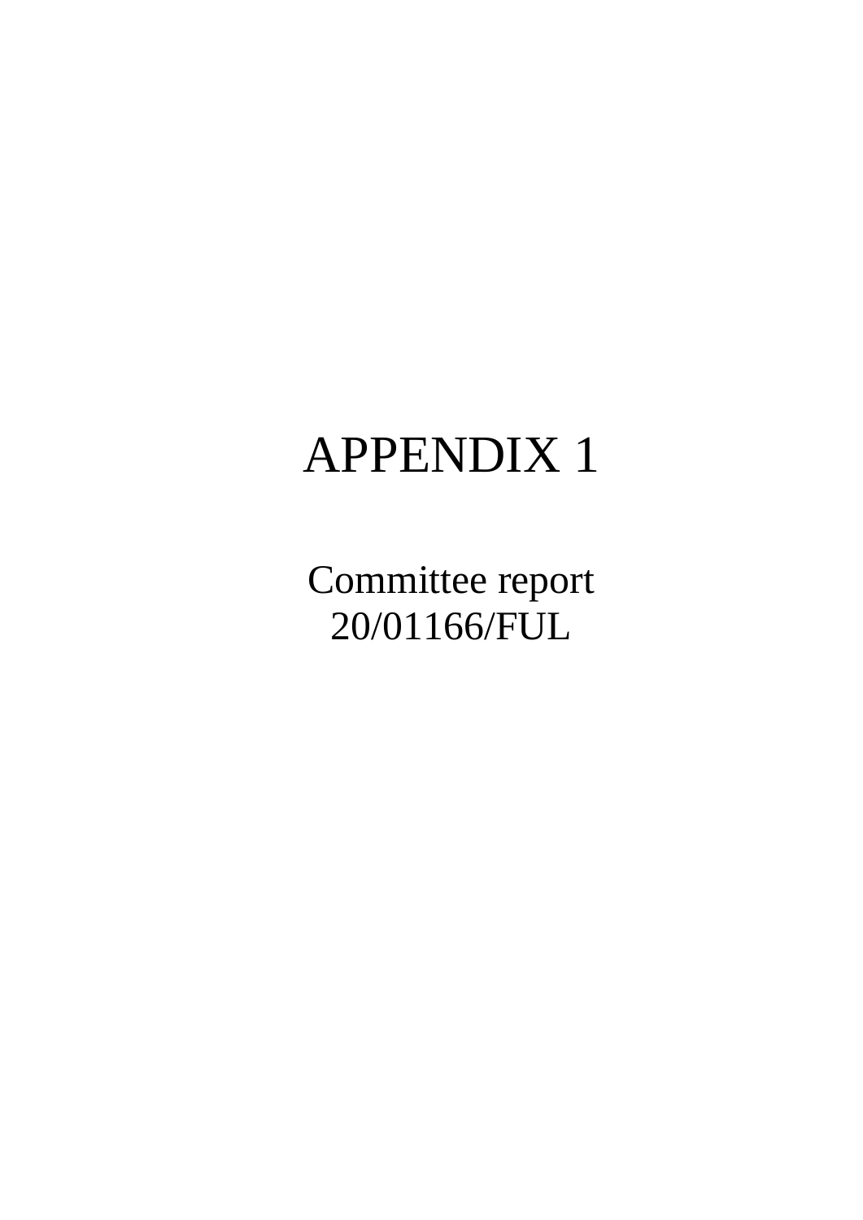# APPENDIX 1

Committee report
20/01166/FUL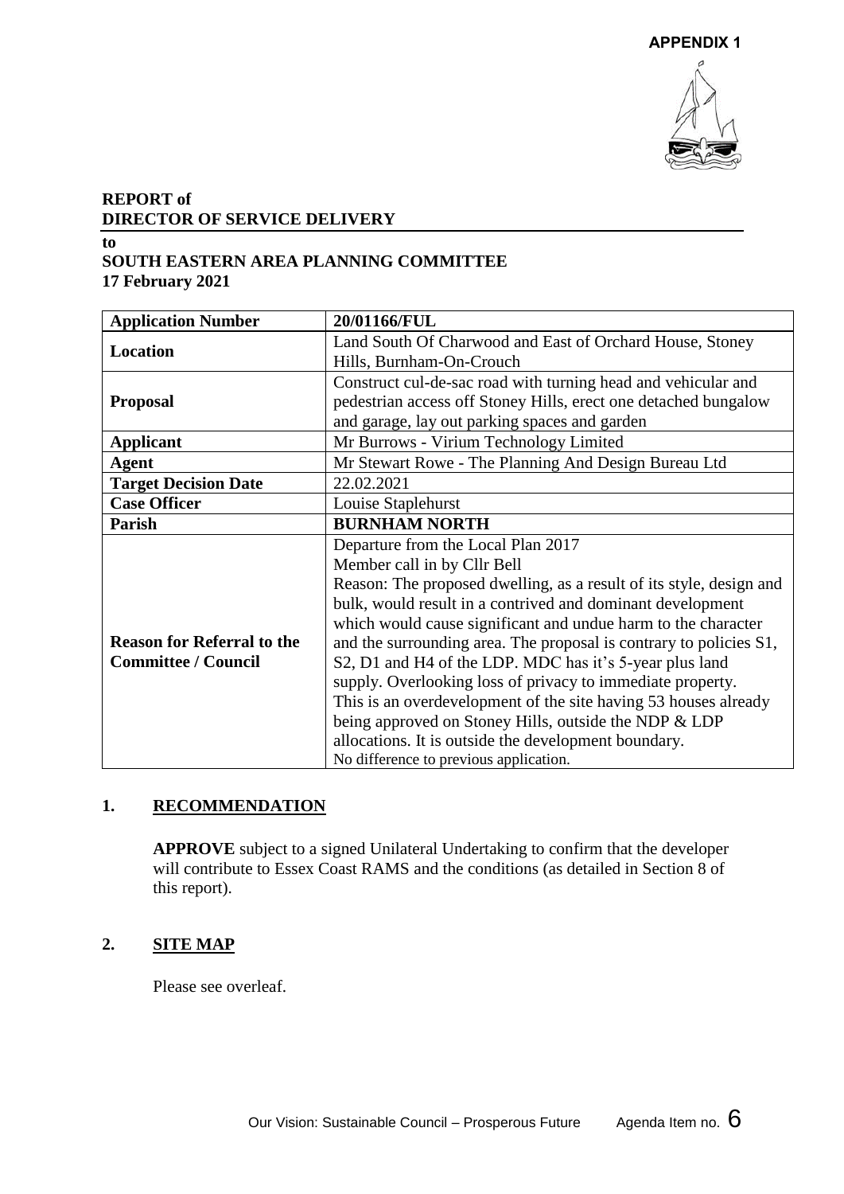**APPENDIX 1**

**REPORT of**
**DIRECTOR OF SERVICE DELIVERY**

**to**
**SOUTH EASTERN AREA PLANNING COMMITTEE**
**17 February 2021**

| **Application Number** | **20/01166/FUL** |
|---|---|
| **Location** | Land South Of Charwood and East of Orchard House, Stoney Hills, Burnham-On-Crouch |
| **Proposal** | Construct cul-de-sac road with turning head and vehicular and pedestrian access off Stoney Hills, erect one detached bungalow and garage, lay out parking spaces and garden |
| **Applicant** | Mr Burrows - Virium Technology Limited |
| **Agent** | Mr Stewart Rowe - The Planning And Design Bureau Ltd |
| **Target Decision Date** | 22.02.2021 |
| **Case Officer** | Louise Staplehurst |
| **Parish** | **BURNHAM NORTH** |
| **Reason for Referral to the Committee / Council** | Departure from the Local Plan 2017<br>Member call in by Cllr Bell<br>Reason: The proposed dwelling, as a result of its style, design and bulk, would result in a contrived and dominant development which would cause significant and undue harm to the character and the surrounding area. The proposal is contrary to policies S1, S2, D1 and H4 of the LDP. MDC has it's 5-year plus land supply. Overlooking loss of privacy to immediate property. This is an overdevelopment of the site having 53 houses already being approved on Stoney Hills, outside the NDP & LDP allocations. It is outside the development boundary.<br>No difference to previous application. |

## 1. RECOMMENDATION

**APPROVE** subject to a signed Unilateral Undertaking to confirm that the developer will contribute to Essex Coast RAMS and the conditions (as detailed in Section 8 of this report).

## 2. SITE MAP

Please see overleaf.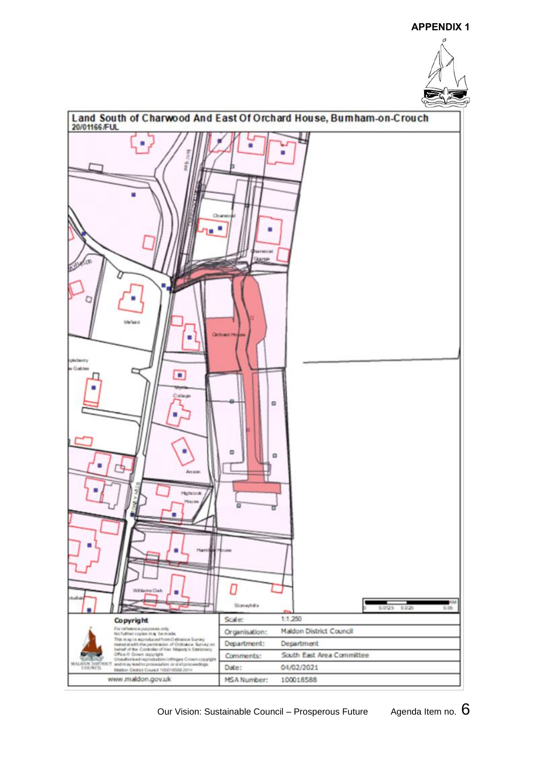**APPENDIX 1**

## Land South of Charwood And East Of Orchard House, Burnham-on-Crouch
**20/01166/FUL**

| Copyright | | |
|---|---|---|
| For reference purposes only. No further copies may be made. This map is reproduced from Ordnance Survey material with the permission of Ordnance Survey on behalf of the Controller of Her Majesty's Stationery Office © Crown copyright. Unauthorised reproduction infringes Crown copyright and may lead to prosecution or civil proceedings. Maldon District Council 100018588 2014 | Scale: | 1:1,250 |
| | Organisation: | Maldon District Council |
| | Department: | Department |
| | Comments: | South East Area Committee |
| | Date: | 04/02/2021 |
| www.maldon.gov.uk | MSA Number: | 100018588 |

Our Vision: Sustainable Council – Prosperous Future

Agenda Item no. 6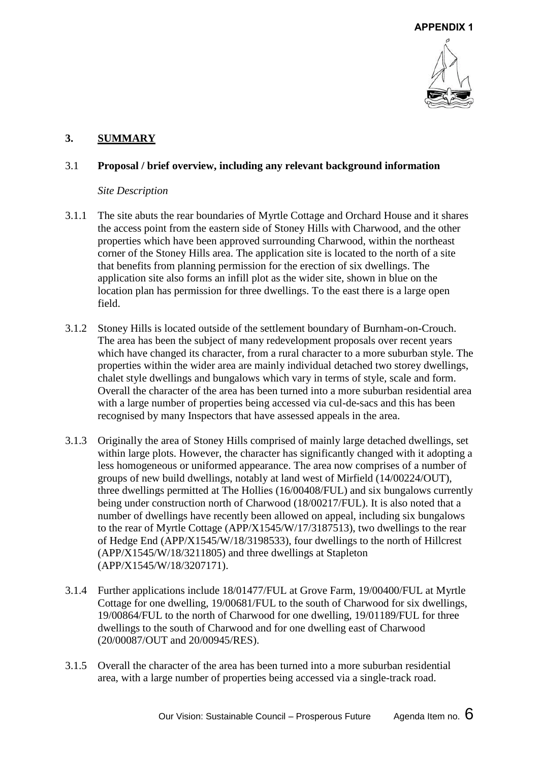**APPENDIX 1**

## 3. SUMMARY

### 3.1 Proposal / brief overview, including any relevant background information

*Site Description*

3.1.1 The site abuts the rear boundaries of Myrtle Cottage and Orchard House and it shares the access point from the eastern side of Stoney Hills with Charwood, and the other properties which have been approved surrounding Charwood, within the northeast corner of the Stoney Hills area. The application site is located to the north of a site that benefits from planning permission for the erection of six dwellings. The application site also forms an infill plot as the wider site, shown in blue on the location plan has permission for three dwellings. To the east there is a large open field.

3.1.2 Stoney Hills is located outside of the settlement boundary of Burnham-on-Crouch. The area has been the subject of many redevelopment proposals over recent years which have changed its character, from a rural character to a more suburban style. The properties within the wider area are mainly individual detached two storey dwellings, chalet style dwellings and bungalows which vary in terms of style, scale and form. Overall the character of the area has been turned into a more suburban residential area with a large number of properties being accessed via cul-de-sacs and this has been recognised by many Inspectors that have assessed appeals in the area.

3.1.3 Originally the area of Stoney Hills comprised of mainly large detached dwellings, set within large plots. However, the character has significantly changed with it adopting a less homogeneous or uniformed appearance. The area now comprises of a number of groups of new build dwellings, notably at land west of Mirfield (14/00224/OUT), three dwellings permitted at The Hollies (16/00408/FUL) and six bungalows currently being under construction north of Charwood (18/00217/FUL). It is also noted that a number of dwellings have recently been allowed on appeal, including six bungalows to the rear of Myrtle Cottage (APP/X1545/W/17/3187513), two dwellings to the rear of Hedge End (APP/X1545/W/18/3198533), four dwellings to the north of Hillcrest (APP/X1545/W/18/3211805) and three dwellings at Stapleton (APP/X1545/W/18/3207171).

3.1.4 Further applications include 18/01477/FUL at Grove Farm, 19/00400/FUL at Myrtle Cottage for one dwelling, 19/00681/FUL to the south of Charwood for six dwellings, 19/00864/FUL to the north of Charwood for one dwelling, 19/01189/FUL for three dwellings to the south of Charwood and for one dwelling east of Charwood (20/00087/OUT and 20/00945/RES).

3.1.5 Overall the character of the area has been turned into a more suburban residential area, with a large number of properties being accessed via a single-track road.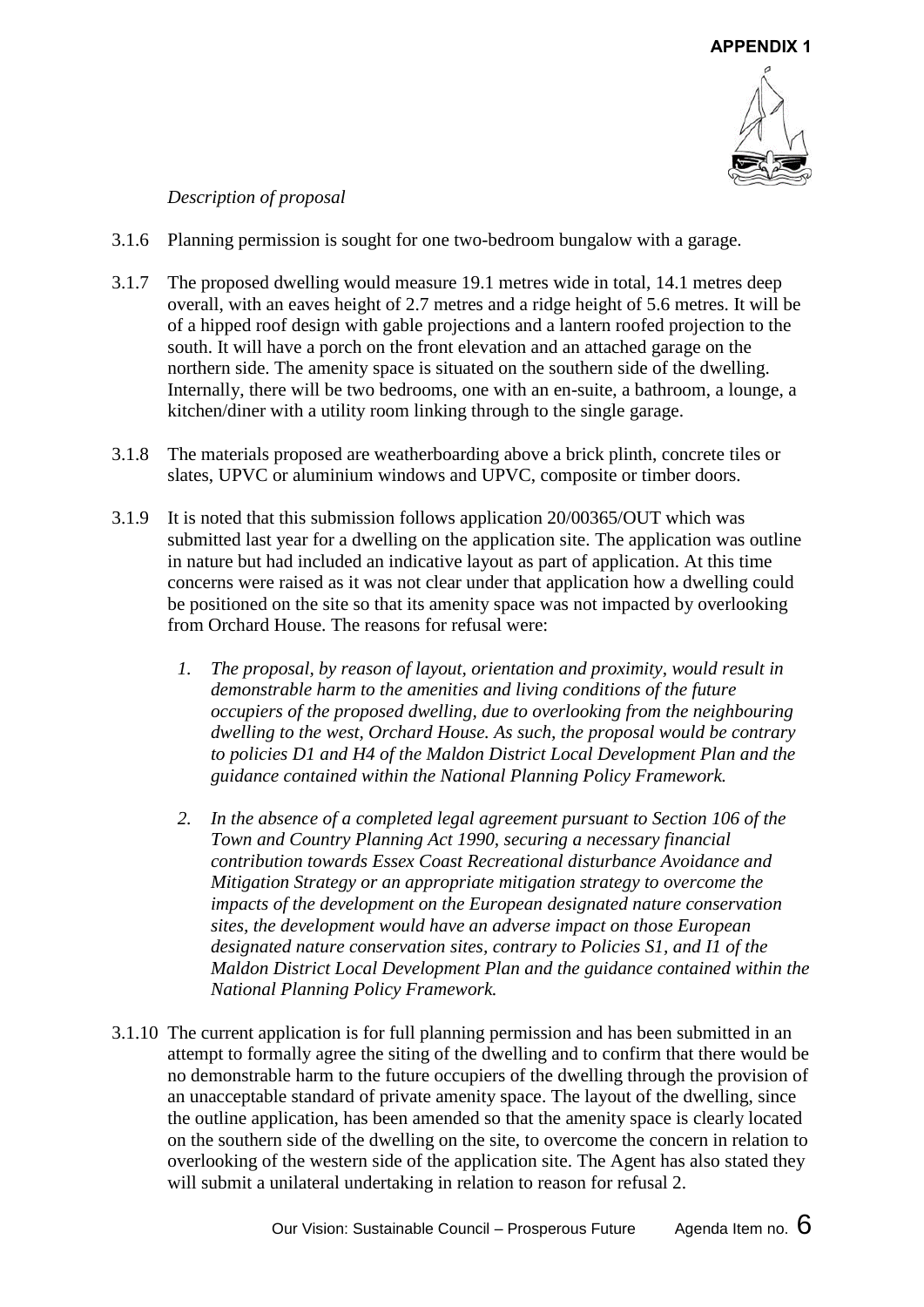*Description of proposal*

3.1.6 Planning permission is sought for one two-bedroom bungalow with a garage.

3.1.7 The proposed dwelling would measure 19.1 metres wide in total, 14.1 metres deep overall, with an eaves height of 2.7 metres and a ridge height of 5.6 metres. It will be of a hipped roof design with gable projections and a lantern roofed projection to the south. It will have a porch on the front elevation and an attached garage on the northern side. The amenity space is situated on the southern side of the dwelling. Internally, there will be two bedrooms, one with an en-suite, a bathroom, a lounge, a kitchen/diner with a utility room linking through to the single garage.

3.1.8 The materials proposed are weatherboarding above a brick plinth, concrete tiles or slates, UPVC or aluminium windows and UPVC, composite or timber doors.

3.1.9 It is noted that this submission follows application 20/00365/OUT which was submitted last year for a dwelling on the application site. The application was outline in nature but had included an indicative layout as part of application. At this time concerns were raised as it was not clear under that application how a dwelling could be positioned on the site so that its amenity space was not impacted by overlooking from Orchard House. The reasons for refusal were:

1. *The proposal, by reason of layout, orientation and proximity, would result in demonstrable harm to the amenities and living conditions of the future occupiers of the proposed dwelling, due to overlooking from the neighbouring dwelling to the west, Orchard House. As such, the proposal would be contrary to policies D1 and H4 of the Maldon District Local Development Plan and the guidance contained within the National Planning Policy Framework.*

2. *In the absence of a completed legal agreement pursuant to Section 106 of the Town and Country Planning Act 1990, securing a necessary financial contribution towards Essex Coast Recreational disturbance Avoidance and Mitigation Strategy or an appropriate mitigation strategy to overcome the impacts of the development on the European designated nature conservation sites, the development would have an adverse impact on those European designated nature conservation sites, contrary to Policies S1, and I1 of the Maldon District Local Development Plan and the guidance contained within the National Planning Policy Framework.*

3.1.10 The current application is for full planning permission and has been submitted in an attempt to formally agree the siting of the dwelling and to confirm that there would be no demonstrable harm to the future occupiers of the dwelling through the provision of an unacceptable standard of private amenity space. The layout of the dwelling, since the outline application, has been amended so that the amenity space is clearly located on the southern side of the dwelling on the site, to overcome the concern in relation to overlooking of the western side of the application site. The Agent has also stated they will submit a unilateral undertaking in relation to reason for refusal 2.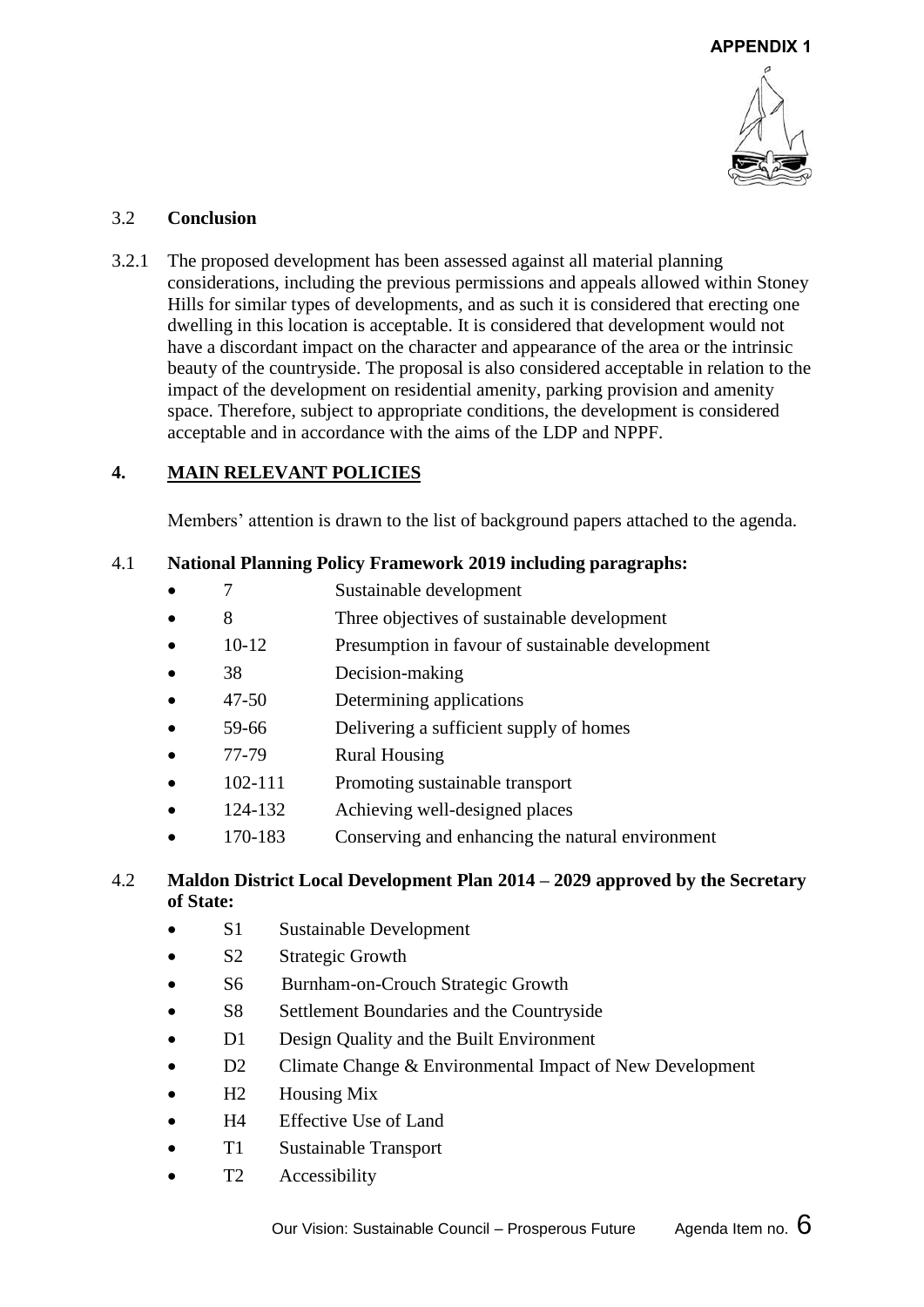**APPENDIX 1**

### 3.2 Conclusion

3.2.1 The proposed development has been assessed against all material planning considerations, including the previous permissions and appeals allowed within Stoney Hills for similar types of developments, and as such it is considered that erecting one dwelling in this location is acceptable. It is considered that development would not have a discordant impact on the character and appearance of the area or the intrinsic beauty of the countryside. The proposal is also considered acceptable in relation to the impact of the development on residential amenity, parking provision and amenity space. Therefore, subject to appropriate conditions, the development is considered acceptable and in accordance with the aims of the LDP and NPPF.

## 4. MAIN RELEVANT POLICIES

Members' attention is drawn to the list of background papers attached to the agenda.

### 4.1 National Planning Policy Framework 2019 including paragraphs:

- 7 Sustainable development
- 8 Three objectives of sustainable development
- 10-12 Presumption in favour of sustainable development
- 38 Decision-making
- 47-50 Determining applications
- 59-66 Delivering a sufficient supply of homes
- 77-79 Rural Housing
- 102-111 Promoting sustainable transport
- 124-132 Achieving well-designed places
- 170-183 Conserving and enhancing the natural environment

### 4.2 Maldon District Local Development Plan 2014 – 2029 approved by the Secretary of State:

- S1 Sustainable Development
- S2 Strategic Growth
- S6 Burnham-on-Crouch Strategic Growth
- S8 Settlement Boundaries and the Countryside
- D1 Design Quality and the Built Environment
- D2 Climate Change & Environmental Impact of New Development
- H2 Housing Mix
- H4 Effective Use of Land
- T1 Sustainable Transport
- T2 Accessibility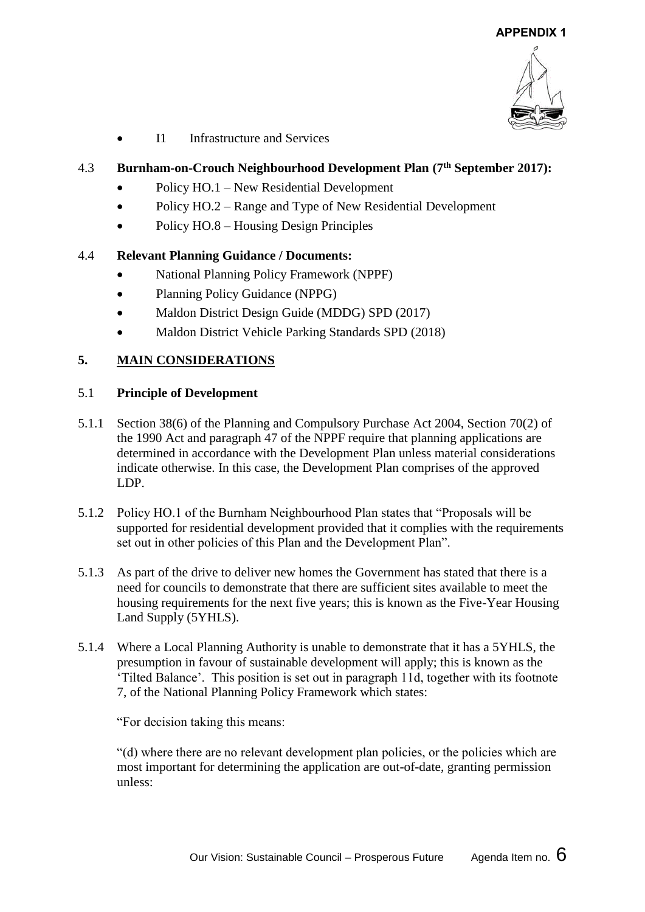- I1 Infrastructure and Services

### 4.3 Burnham-on-Crouch Neighbourhood Development Plan (7th September 2017):

- Policy HO.1 – New Residential Development
- Policy HO.2 – Range and Type of New Residential Development
- Policy HO.8 – Housing Design Principles

### 4.4 Relevant Planning Guidance / Documents:

- National Planning Policy Framework (NPPF)
- Planning Policy Guidance (NPPG)
- Maldon District Design Guide (MDDG) SPD (2017)
- Maldon District Vehicle Parking Standards SPD (2018)

## 5. MAIN CONSIDERATIONS

### 5.1 Principle of Development

5.1.1 Section 38(6) of the Planning and Compulsory Purchase Act 2004, Section 70(2) of the 1990 Act and paragraph 47 of the NPPF require that planning applications are determined in accordance with the Development Plan unless material considerations indicate otherwise. In this case, the Development Plan comprises of the approved LDP.

5.1.2 Policy HO.1 of the Burnham Neighbourhood Plan states that "Proposals will be supported for residential development provided that it complies with the requirements set out in other policies of this Plan and the Development Plan".

5.1.3 As part of the drive to deliver new homes the Government has stated that there is a need for councils to demonstrate that there are sufficient sites available to meet the housing requirements for the next five years; this is known as the Five-Year Housing Land Supply (5YHLS).

5.1.4 Where a Local Planning Authority is unable to demonstrate that it has a 5YHLS, the presumption in favour of sustainable development will apply; this is known as the 'Tilted Balance'. This position is set out in paragraph 11d, together with its footnote 7, of the National Planning Policy Framework which states:

"For decision taking this means:

"(d) where there are no relevant development plan policies, or the policies which are most important for determining the application are out-of-date, granting permission unless: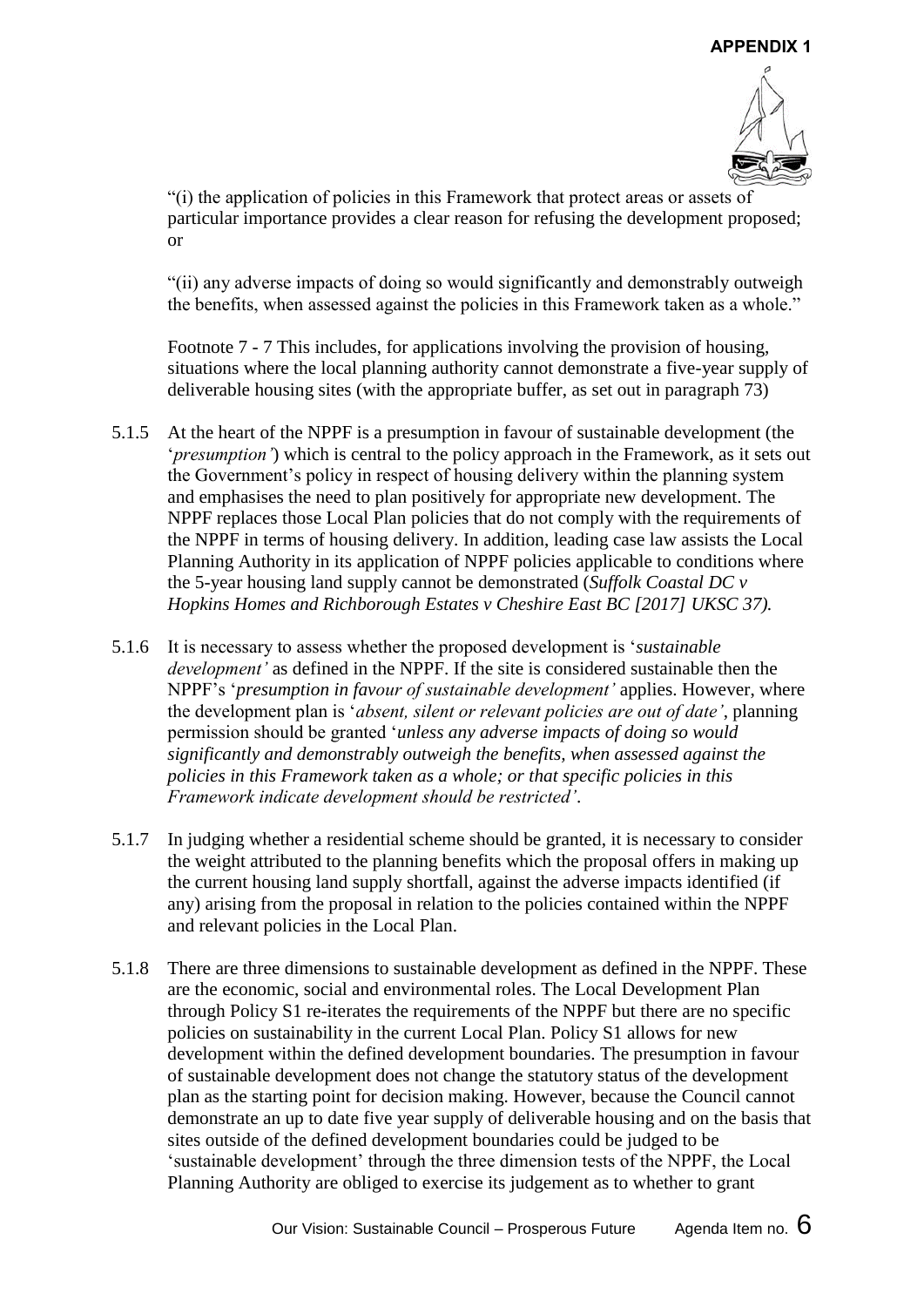"(i) the application of policies in this Framework that protect areas or assets of particular importance provides a clear reason for refusing the development proposed; or

"(ii) any adverse impacts of doing so would significantly and demonstrably outweigh the benefits, when assessed against the policies in this Framework taken as a whole."

Footnote 7 - 7 This includes, for applications involving the provision of housing, situations where the local planning authority cannot demonstrate a five-year supply of deliverable housing sites (with the appropriate buffer, as set out in paragraph 73)

5.1.5 At the heart of the NPPF is a presumption in favour of sustainable development (the '*presumption'*) which is central to the policy approach in the Framework, as it sets out the Government's policy in respect of housing delivery within the planning system and emphasises the need to plan positively for appropriate new development. The NPPF replaces those Local Plan policies that do not comply with the requirements of the NPPF in terms of housing delivery. In addition, leading case law assists the Local Planning Authority in its application of NPPF policies applicable to conditions where the 5-year housing land supply cannot be demonstrated (*Suffolk Coastal DC v Hopkins Homes and Richborough Estates v Cheshire East BC [2017] UKSC 37).*

5.1.6 It is necessary to assess whether the proposed development is '*sustainable development'* as defined in the NPPF. If the site is considered sustainable then the NPPF's '*presumption in favour of sustainable development'* applies. However, where the development plan is '*absent, silent or relevant policies are out of date'*, planning permission should be granted '*unless any adverse impacts of doing so would significantly and demonstrably outweigh the benefits, when assessed against the policies in this Framework taken as a whole; or that specific policies in this Framework indicate development should be restricted'*.

5.1.7 In judging whether a residential scheme should be granted, it is necessary to consider the weight attributed to the planning benefits which the proposal offers in making up the current housing land supply shortfall, against the adverse impacts identified (if any) arising from the proposal in relation to the policies contained within the NPPF and relevant policies in the Local Plan.

5.1.8 There are three dimensions to sustainable development as defined in the NPPF. These are the economic, social and environmental roles. The Local Development Plan through Policy S1 re-iterates the requirements of the NPPF but there are no specific policies on sustainability in the current Local Plan. Policy S1 allows for new development within the defined development boundaries. The presumption in favour of sustainable development does not change the statutory status of the development plan as the starting point for decision making. However, because the Council cannot demonstrate an up to date five year supply of deliverable housing and on the basis that sites outside of the defined development boundaries could be judged to be 'sustainable development' through the three dimension tests of the NPPF, the Local Planning Authority are obliged to exercise its judgement as to whether to grant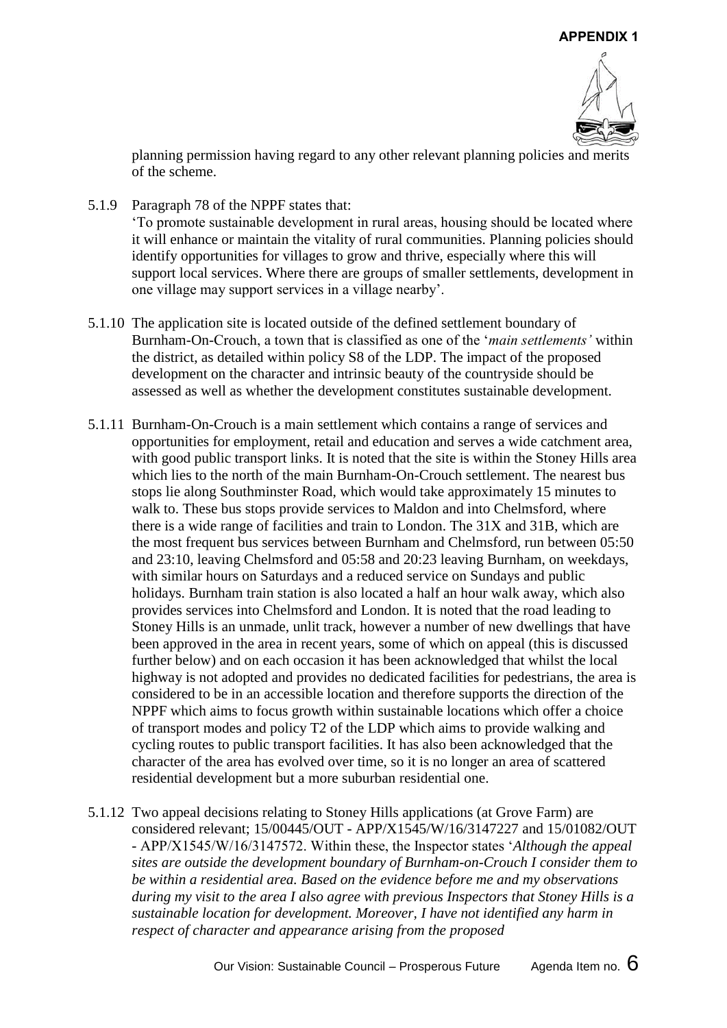planning permission having regard to any other relevant planning policies and merits of the scheme.

5.1.9 Paragraph 78 of the NPPF states that:
'To promote sustainable development in rural areas, housing should be located where it will enhance or maintain the vitality of rural communities. Planning policies should identify opportunities for villages to grow and thrive, especially where this will support local services. Where there are groups of smaller settlements, development in one village may support services in a village nearby'.

5.1.10 The application site is located outside of the defined settlement boundary of Burnham-On-Crouch, a town that is classified as one of the '*main settlements'* within the district, as detailed within policy S8 of the LDP. The impact of the proposed development on the character and intrinsic beauty of the countryside should be assessed as well as whether the development constitutes sustainable development.

5.1.11 Burnham-On-Crouch is a main settlement which contains a range of services and opportunities for employment, retail and education and serves a wide catchment area, with good public transport links. It is noted that the site is within the Stoney Hills area which lies to the north of the main Burnham-On-Crouch settlement. The nearest bus stops lie along Southminster Road, which would take approximately 15 minutes to walk to. These bus stops provide services to Maldon and into Chelmsford, where there is a wide range of facilities and train to London. The 31X and 31B, which are the most frequent bus services between Burnham and Chelmsford, run between 05:50 and 23:10, leaving Chelmsford and 05:58 and 20:23 leaving Burnham, on weekdays, with similar hours on Saturdays and a reduced service on Sundays and public holidays. Burnham train station is also located a half an hour walk away, which also provides services into Chelmsford and London. It is noted that the road leading to Stoney Hills is an unmade, unlit track, however a number of new dwellings that have been approved in the area in recent years, some of which on appeal (this is discussed further below) and on each occasion it has been acknowledged that whilst the local highway is not adopted and provides no dedicated facilities for pedestrians, the area is considered to be in an accessible location and therefore supports the direction of the NPPF which aims to focus growth within sustainable locations which offer a choice of transport modes and policy T2 of the LDP which aims to provide walking and cycling routes to public transport facilities. It has also been acknowledged that the character of the area has evolved over time, so it is no longer an area of scattered residential development but a more suburban residential one.

5.1.12 Two appeal decisions relating to Stoney Hills applications (at Grove Farm) are considered relevant; 15/00445/OUT - APP/X1545/W/16/3147227 and 15/01082/OUT - APP/X1545/W/16/3147572. Within these, the Inspector states '*Although the appeal sites are outside the development boundary of Burnham-on-Crouch I consider them to be within a residential area. Based on the evidence before me and my observations during my visit to the area I also agree with previous Inspectors that Stoney Hills is a sustainable location for development. Moreover, I have not identified any harm in respect of character and appearance arising from the proposed*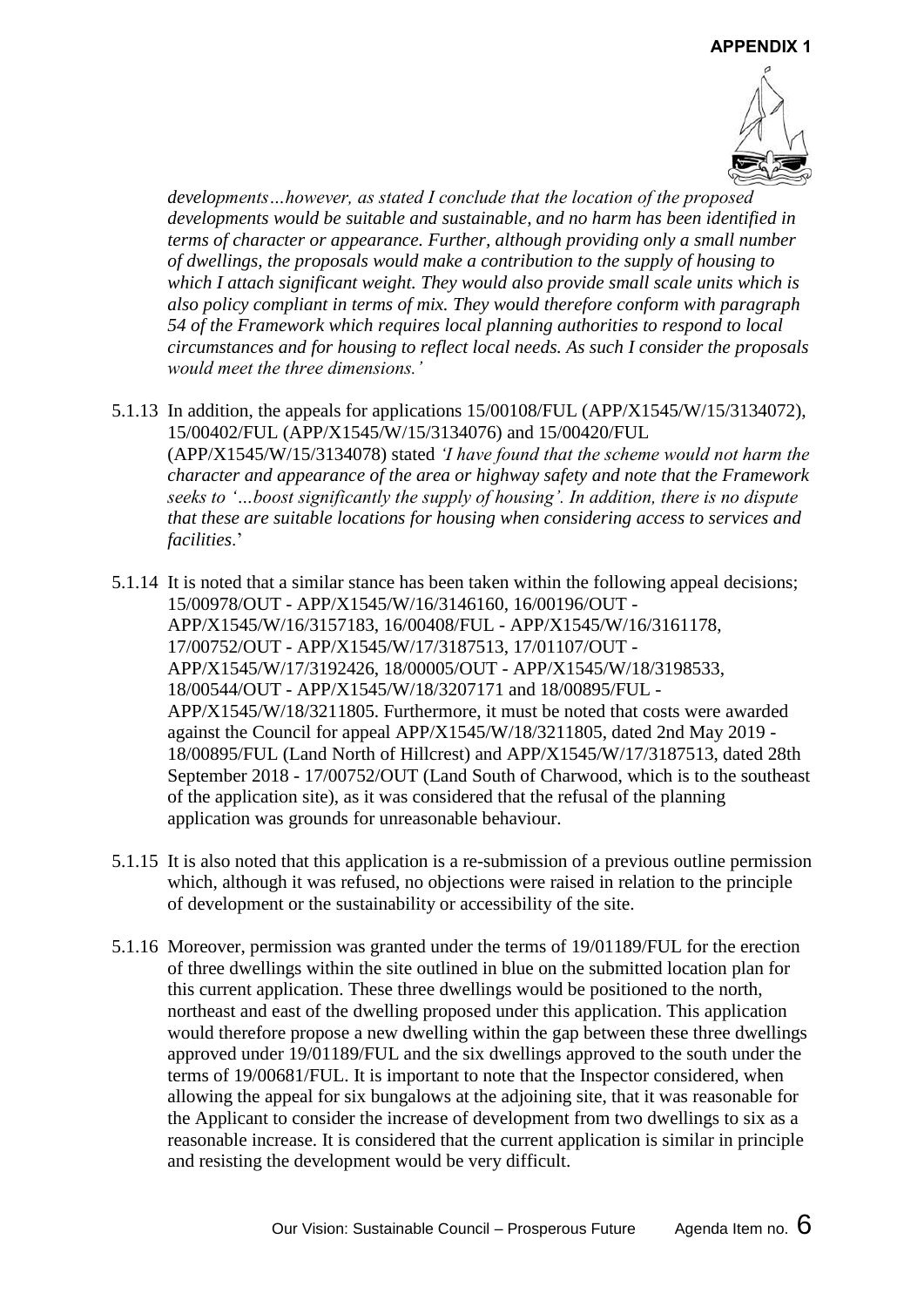*developments…however, as stated I conclude that the location of the proposed developments would be suitable and sustainable, and no harm has been identified in terms of character or appearance. Further, although providing only a small number of dwellings, the proposals would make a contribution to the supply of housing to which I attach significant weight. They would also provide small scale units which is also policy compliant in terms of mix. They would therefore conform with paragraph 54 of the Framework which requires local planning authorities to respond to local circumstances and for housing to reflect local needs. As such I consider the proposals would meet the three dimensions.'*

5.1.13 In addition, the appeals for applications 15/00108/FUL (APP/X1545/W/15/3134072), 15/00402/FUL (APP/X1545/W/15/3134076) and 15/00420/FUL (APP/X1545/W/15/3134078) stated *'I have found that the scheme would not harm the character and appearance of the area or highway safety and note that the Framework seeks to '…boost significantly the supply of housing'. In addition, there is no dispute that these are suitable locations for housing when considering access to services and facilities*.'

5.1.14 It is noted that a similar stance has been taken within the following appeal decisions; 15/00978/OUT - APP/X1545/W/16/3146160, 16/00196/OUT - APP/X1545/W/16/3157183, 16/00408/FUL - APP/X1545/W/16/3161178, 17/00752/OUT - APP/X1545/W/17/3187513, 17/01107/OUT - APP/X1545/W/17/3192426, 18/00005/OUT - APP/X1545/W/18/3198533, 18/00544/OUT - APP/X1545/W/18/3207171 and 18/00895/FUL - APP/X1545/W/18/3211805. Furthermore, it must be noted that costs were awarded against the Council for appeal APP/X1545/W/18/3211805, dated 2nd May 2019 - 18/00895/FUL (Land North of Hillcrest) and APP/X1545/W/17/3187513, dated 28th September 2018 - 17/00752/OUT (Land South of Charwood, which is to the southeast of the application site), as it was considered that the refusal of the planning application was grounds for unreasonable behaviour.

5.1.15 It is also noted that this application is a re-submission of a previous outline permission which, although it was refused, no objections were raised in relation to the principle of development or the sustainability or accessibility of the site.

5.1.16 Moreover, permission was granted under the terms of 19/01189/FUL for the erection of three dwellings within the site outlined in blue on the submitted location plan for this current application. These three dwellings would be positioned to the north, northeast and east of the dwelling proposed under this application. This application would therefore propose a new dwelling within the gap between these three dwellings approved under 19/01189/FUL and the six dwellings approved to the south under the terms of 19/00681/FUL. It is important to note that the Inspector considered, when allowing the appeal for six bungalows at the adjoining site, that it was reasonable for the Applicant to consider the increase of development from two dwellings to six as a reasonable increase. It is considered that the current application is similar in principle and resisting the development would be very difficult.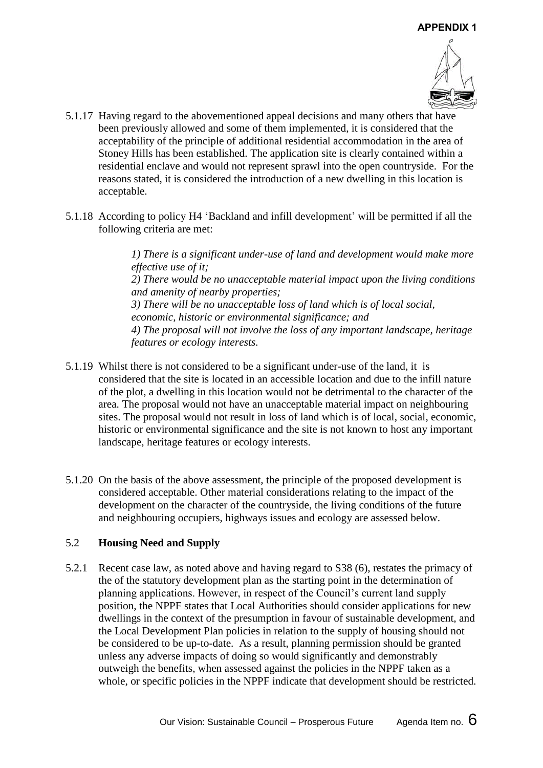5.1.17 Having regard to the abovementioned appeal decisions and many others that have been previously allowed and some of them implemented, it is considered that the acceptability of the principle of additional residential accommodation in the area of Stoney Hills has been established. The application site is clearly contained within a residential enclave and would not represent sprawl into the open countryside. For the reasons stated, it is considered the introduction of a new dwelling in this location is acceptable.

5.1.18 According to policy H4 'Backland and infill development' will be permitted if all the following criteria are met:

> *1) There is a significant under-use of land and development would make more effective use of it;*
> *2) There would be no unacceptable material impact upon the living conditions and amenity of nearby properties;*
> *3) There will be no unacceptable loss of land which is of local social, economic, historic or environmental significance; and*
> *4) The proposal will not involve the loss of any important landscape, heritage features or ecology interests.*

5.1.19 Whilst there is not considered to be a significant under-use of the land, it is considered that the site is located in an accessible location and due to the infill nature of the plot, a dwelling in this location would not be detrimental to the character of the area. The proposal would not have an unacceptable material impact on neighbouring sites. The proposal would not result in loss of land which is of local, social, economic, historic or environmental significance and the site is not known to host any important landscape, heritage features or ecology interests.

5.1.20 On the basis of the above assessment, the principle of the proposed development is considered acceptable. Other material considerations relating to the impact of the development on the character of the countryside, the living conditions of the future and neighbouring occupiers, highways issues and ecology are assessed below.

## 5.2 Housing Need and Supply

5.2.1 Recent case law, as noted above and having regard to S38 (6), restates the primacy of the of the statutory development plan as the starting point in the determination of planning applications. However, in respect of the Council's current land supply position, the NPPF states that Local Authorities should consider applications for new dwellings in the context of the presumption in favour of sustainable development, and the Local Development Plan policies in relation to the supply of housing should not be considered to be up-to-date. As a result, planning permission should be granted unless any adverse impacts of doing so would significantly and demonstrably outweigh the benefits, when assessed against the policies in the NPPF taken as a whole, or specific policies in the NPPF indicate that development should be restricted.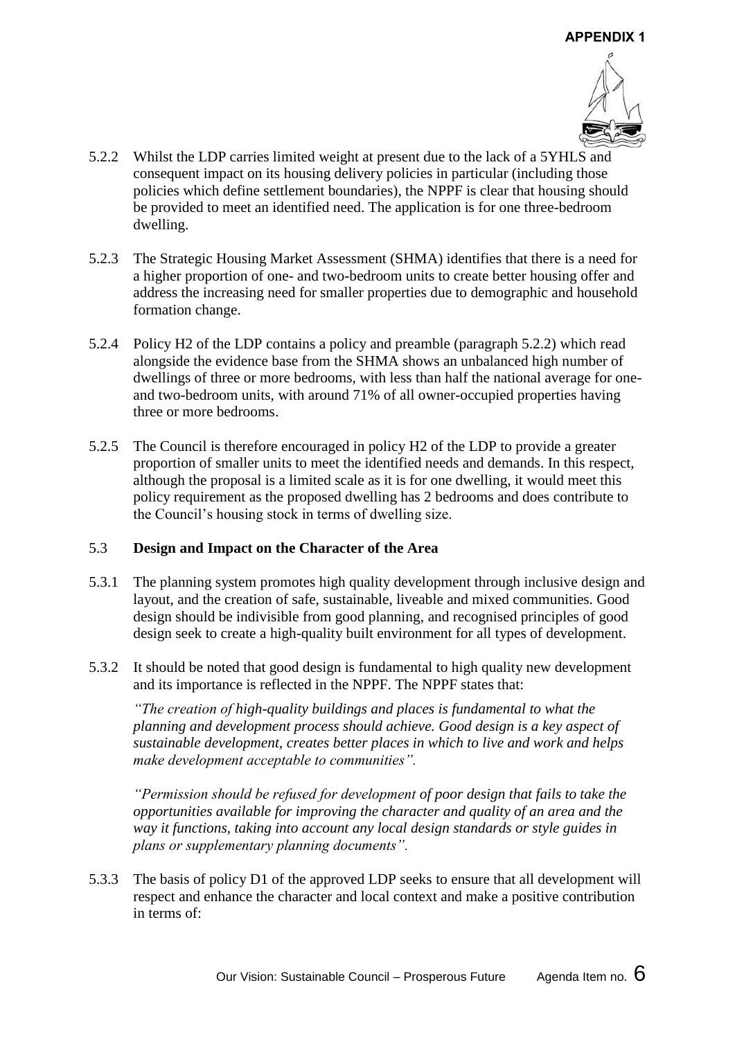5.2.2 Whilst the LDP carries limited weight at present due to the lack of a 5YHLS and consequent impact on its housing delivery policies in particular (including those policies which define settlement boundaries), the NPPF is clear that housing should be provided to meet an identified need. The application is for one three-bedroom dwelling.

5.2.3 The Strategic Housing Market Assessment (SHMA) identifies that there is a need for a higher proportion of one- and two-bedroom units to create better housing offer and address the increasing need for smaller properties due to demographic and household formation change.

5.2.4 Policy H2 of the LDP contains a policy and preamble (paragraph 5.2.2) which read alongside the evidence base from the SHMA shows an unbalanced high number of dwellings of three or more bedrooms, with less than half the national average for one- and two-bedroom units, with around 71% of all owner-occupied properties having three or more bedrooms.

5.2.5 The Council is therefore encouraged in policy H2 of the LDP to provide a greater proportion of smaller units to meet the identified needs and demands. In this respect, although the proposal is a limited scale as it is for one dwelling, it would meet this policy requirement as the proposed dwelling has 2 bedrooms and does contribute to the Council's housing stock in terms of dwelling size.

## 5.3 Design and Impact on the Character of the Area

5.3.1 The planning system promotes high quality development through inclusive design and layout, and the creation of safe, sustainable, liveable and mixed communities. Good design should be indivisible from good planning, and recognised principles of good design seek to create a high-quality built environment for all types of development.

5.3.2 It should be noted that good design is fundamental to high quality new development and its importance is reflected in the NPPF. The NPPF states that:

*"The creation of high-quality buildings and places is fundamental to what the planning and development process should achieve. Good design is a key aspect of sustainable development, creates better places in which to live and work and helps make development acceptable to communities".*

*"Permission should be refused for development of poor design that fails to take the opportunities available for improving the character and quality of an area and the way it functions, taking into account any local design standards or style guides in plans or supplementary planning documents".*

5.3.3 The basis of policy D1 of the approved LDP seeks to ensure that all development will respect and enhance the character and local context and make a positive contribution in terms of: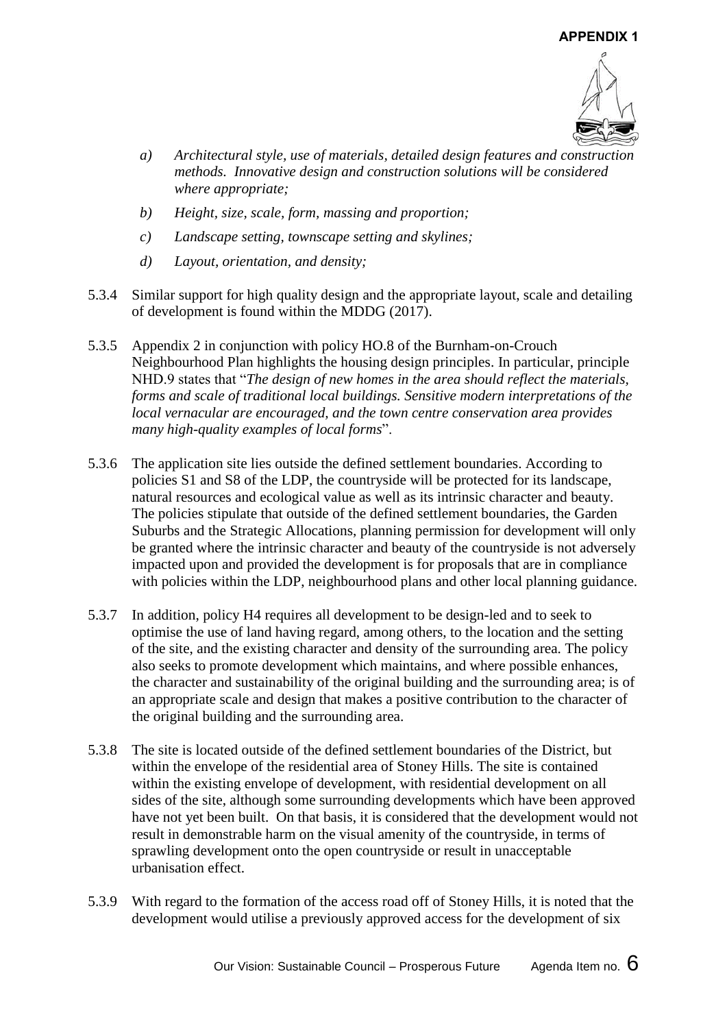*a) Architectural style, use of materials, detailed design features and construction methods. Innovative design and construction solutions will be considered where appropriate;*

*b) Height, size, scale, form, massing and proportion;*

*c) Landscape setting, townscape setting and skylines;*

*d) Layout, orientation, and density;*

5.3.4 Similar support for high quality design and the appropriate layout, scale and detailing of development is found within the MDDG (2017).

5.3.5 Appendix 2 in conjunction with policy HO.8 of the Burnham-on-Crouch Neighbourhood Plan highlights the housing design principles. In particular, principle NHD.9 states that "*The design of new homes in the area should reflect the materials, forms and scale of traditional local buildings. Sensitive modern interpretations of the local vernacular are encouraged, and the town centre conservation area provides many high-quality examples of local forms*".

5.3.6 The application site lies outside the defined settlement boundaries. According to policies S1 and S8 of the LDP, the countryside will be protected for its landscape, natural resources and ecological value as well as its intrinsic character and beauty. The policies stipulate that outside of the defined settlement boundaries, the Garden Suburbs and the Strategic Allocations, planning permission for development will only be granted where the intrinsic character and beauty of the countryside is not adversely impacted upon and provided the development is for proposals that are in compliance with policies within the LDP, neighbourhood plans and other local planning guidance.

5.3.7 In addition, policy H4 requires all development to be design-led and to seek to optimise the use of land having regard, among others, to the location and the setting of the site, and the existing character and density of the surrounding area. The policy also seeks to promote development which maintains, and where possible enhances, the character and sustainability of the original building and the surrounding area; is of an appropriate scale and design that makes a positive contribution to the character of the original building and the surrounding area.

5.3.8 The site is located outside of the defined settlement boundaries of the District, but within the envelope of the residential area of Stoney Hills. The site is contained within the existing envelope of development, with residential development on all sides of the site, although some surrounding developments which have been approved have not yet been built. On that basis, it is considered that the development would not result in demonstrable harm on the visual amenity of the countryside, in terms of sprawling development onto the open countryside or result in unacceptable urbanisation effect.

5.3.9 With regard to the formation of the access road off of Stoney Hills, it is noted that the development would utilise a previously approved access for the development of six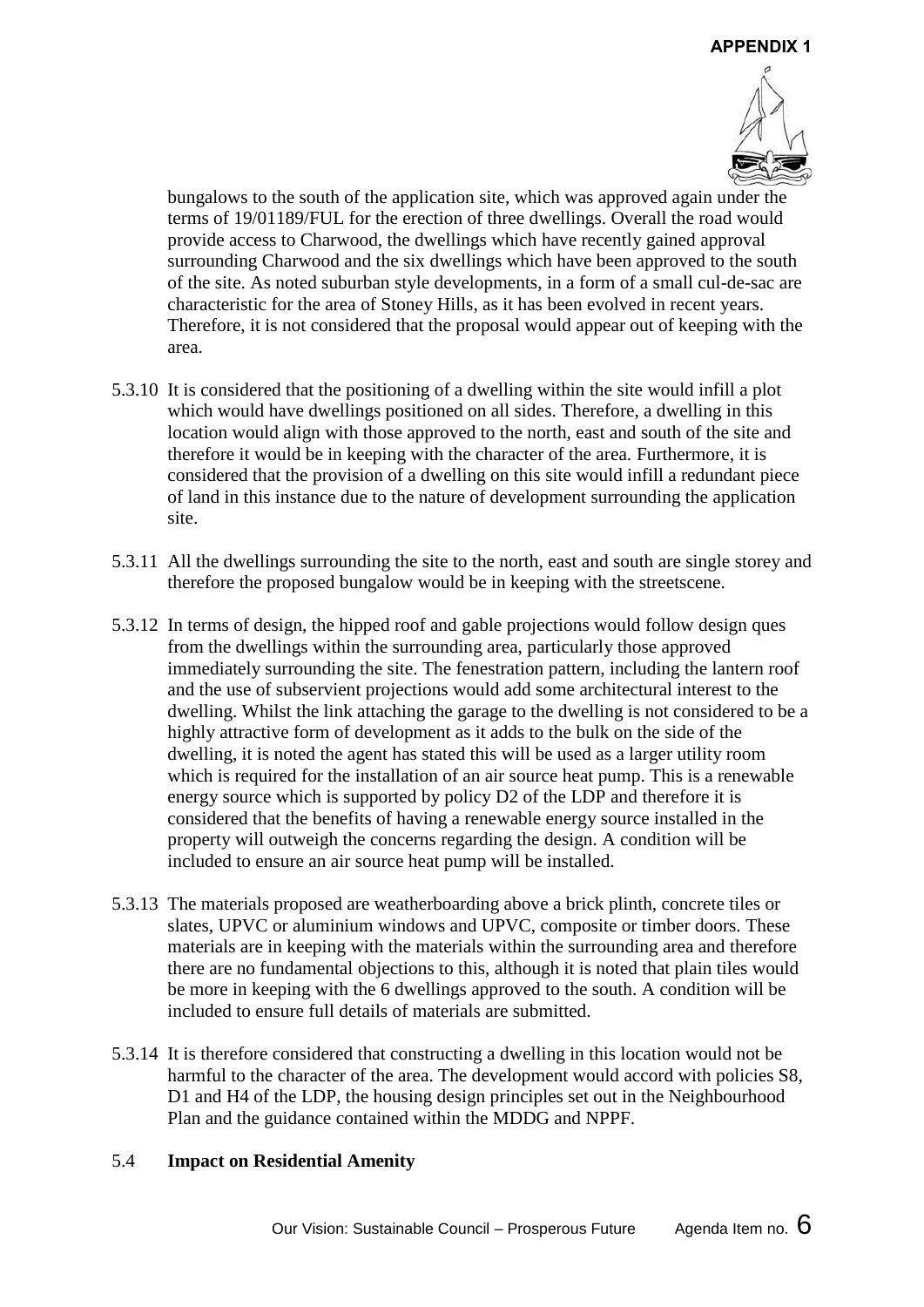bungalows to the south of the application site, which was approved again under the terms of 19/01189/FUL for the erection of three dwellings. Overall the road would provide access to Charwood, the dwellings which have recently gained approval surrounding Charwood and the six dwellings which have been approved to the south of the site. As noted suburban style developments, in a form of a small cul-de-sac are characteristic for the area of Stoney Hills, as it has been evolved in recent years. Therefore, it is not considered that the proposal would appear out of keeping with the area.

5.3.10 It is considered that the positioning of a dwelling within the site would infill a plot which would have dwellings positioned on all sides. Therefore, a dwelling in this location would align with those approved to the north, east and south of the site and therefore it would be in keeping with the character of the area. Furthermore, it is considered that the provision of a dwelling on this site would infill a redundant piece of land in this instance due to the nature of development surrounding the application site.

5.3.11 All the dwellings surrounding the site to the north, east and south are single storey and therefore the proposed bungalow would be in keeping with the streetscene.

5.3.12 In terms of design, the hipped roof and gable projections would follow design ques from the dwellings within the surrounding area, particularly those approved immediately surrounding the site. The fenestration pattern, including the lantern roof and the use of subservient projections would add some architectural interest to the dwelling. Whilst the link attaching the garage to the dwelling is not considered to be a highly attractive form of development as it adds to the bulk on the side of the dwelling, it is noted the agent has stated this will be used as a larger utility room which is required for the installation of an air source heat pump. This is a renewable energy source which is supported by policy D2 of the LDP and therefore it is considered that the benefits of having a renewable energy source installed in the property will outweigh the concerns regarding the design. A condition will be included to ensure an air source heat pump will be installed.

5.3.13 The materials proposed are weatherboarding above a brick plinth, concrete tiles or slates, UPVC or aluminium windows and UPVC, composite or timber doors. These materials are in keeping with the materials within the surrounding area and therefore there are no fundamental objections to this, although it is noted that plain tiles would be more in keeping with the 6 dwellings approved to the south. A condition will be included to ensure full details of materials are submitted.

5.3.14 It is therefore considered that constructing a dwelling in this location would not be harmful to the character of the area. The development would accord with policies S8, D1 and H4 of the LDP, the housing design principles set out in the Neighbourhood Plan and the guidance contained within the MDDG and NPPF.

## 5.4 Impact on Residential Amenity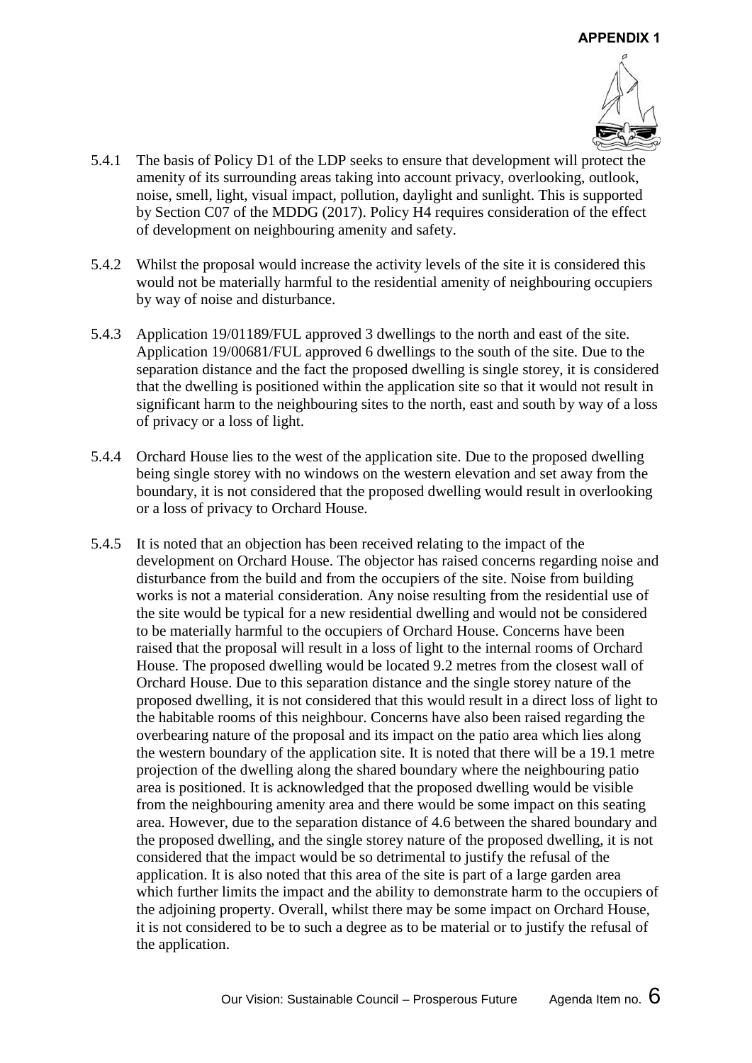**APPENDIX 1**

5.4.1 The basis of Policy D1 of the LDP seeks to ensure that development will protect the amenity of its surrounding areas taking into account privacy, overlooking, outlook, noise, smell, light, visual impact, pollution, daylight and sunlight. This is supported by Section C07 of the MDDG (2017). Policy H4 requires consideration of the effect of development on neighbouring amenity and safety.

5.4.2 Whilst the proposal would increase the activity levels of the site it is considered this would not be materially harmful to the residential amenity of neighbouring occupiers by way of noise and disturbance.

5.4.3 Application 19/01189/FUL approved 3 dwellings to the north and east of the site. Application 19/00681/FUL approved 6 dwellings to the south of the site. Due to the separation distance and the fact the proposed dwelling is single storey, it is considered that the dwelling is positioned within the application site so that it would not result in significant harm to the neighbouring sites to the north, east and south by way of a loss of privacy or a loss of light.

5.4.4 Orchard House lies to the west of the application site. Due to the proposed dwelling being single storey with no windows on the western elevation and set away from the boundary, it is not considered that the proposed dwelling would result in overlooking or a loss of privacy to Orchard House.

5.4.5 It is noted that an objection has been received relating to the impact of the development on Orchard House. The objector has raised concerns regarding noise and disturbance from the build and from the occupiers of the site. Noise from building works is not a material consideration. Any noise resulting from the residential use of the site would be typical for a new residential dwelling and would not be considered to be materially harmful to the occupiers of Orchard House. Concerns have been raised that the proposal will result in a loss of light to the internal rooms of Orchard House. The proposed dwelling would be located 9.2 metres from the closest wall of Orchard House. Due to this separation distance and the single storey nature of the proposed dwelling, it is not considered that this would result in a direct loss of light to the habitable rooms of this neighbour. Concerns have also been raised regarding the overbearing nature of the proposal and its impact on the patio area which lies along the western boundary of the application site. It is noted that there will be a 19.1 metre projection of the dwelling along the shared boundary where the neighbouring patio area is positioned. It is acknowledged that the proposed dwelling would be visible from the neighbouring amenity area and there would be some impact on this seating area. However, due to the separation distance of 4.6 between the shared boundary and the proposed dwelling, and the single storey nature of the proposed dwelling, it is not considered that the impact would be so detrimental to justify the refusal of the application. It is also noted that this area of the site is part of a large garden area which further limits the impact and the ability to demonstrate harm to the occupiers of the adjoining property. Overall, whilst there may be some impact on Orchard House, it is not considered to be to such a degree as to be material or to justify the refusal of the application.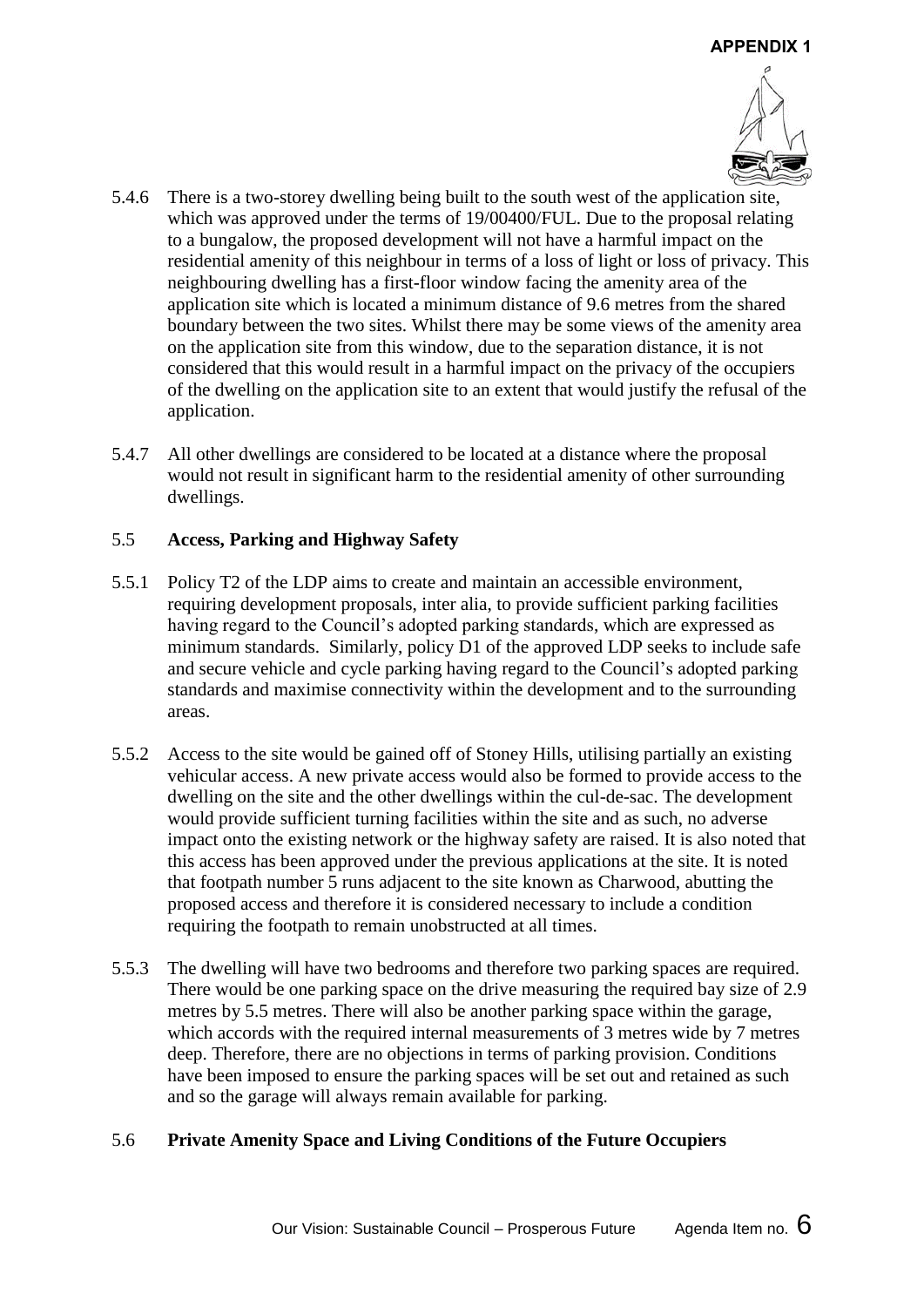5.4.6 There is a two-storey dwelling being built to the south west of the application site, which was approved under the terms of 19/00400/FUL. Due to the proposal relating to a bungalow, the proposed development will not have a harmful impact on the residential amenity of this neighbour in terms of a loss of light or loss of privacy. This neighbouring dwelling has a first-floor window facing the amenity area of the application site which is located a minimum distance of 9.6 metres from the shared boundary between the two sites. Whilst there may be some views of the amenity area on the application site from this window, due to the separation distance, it is not considered that this would result in a harmful impact on the privacy of the occupiers of the dwelling on the application site to an extent that would justify the refusal of the application.

5.4.7 All other dwellings are considered to be located at a distance where the proposal would not result in significant harm to the residential amenity of other surrounding dwellings.

## 5.5 Access, Parking and Highway Safety

5.5.1 Policy T2 of the LDP aims to create and maintain an accessible environment, requiring development proposals, inter alia, to provide sufficient parking facilities having regard to the Council's adopted parking standards, which are expressed as minimum standards. Similarly, policy D1 of the approved LDP seeks to include safe and secure vehicle and cycle parking having regard to the Council's adopted parking standards and maximise connectivity within the development and to the surrounding areas.

5.5.2 Access to the site would be gained off of Stoney Hills, utilising partially an existing vehicular access. A new private access would also be formed to provide access to the dwelling on the site and the other dwellings within the cul-de-sac. The development would provide sufficient turning facilities within the site and as such, no adverse impact onto the existing network or the highway safety are raised. It is also noted that this access has been approved under the previous applications at the site. It is noted that footpath number 5 runs adjacent to the site known as Charwood, abutting the proposed access and therefore it is considered necessary to include a condition requiring the footpath to remain unobstructed at all times.

5.5.3 The dwelling will have two bedrooms and therefore two parking spaces are required. There would be one parking space on the drive measuring the required bay size of 2.9 metres by 5.5 metres. There will also be another parking space within the garage, which accords with the required internal measurements of 3 metres wide by 7 metres deep. Therefore, there are no objections in terms of parking provision. Conditions have been imposed to ensure the parking spaces will be set out and retained as such and so the garage will always remain available for parking.

## 5.6 Private Amenity Space and Living Conditions of the Future Occupiers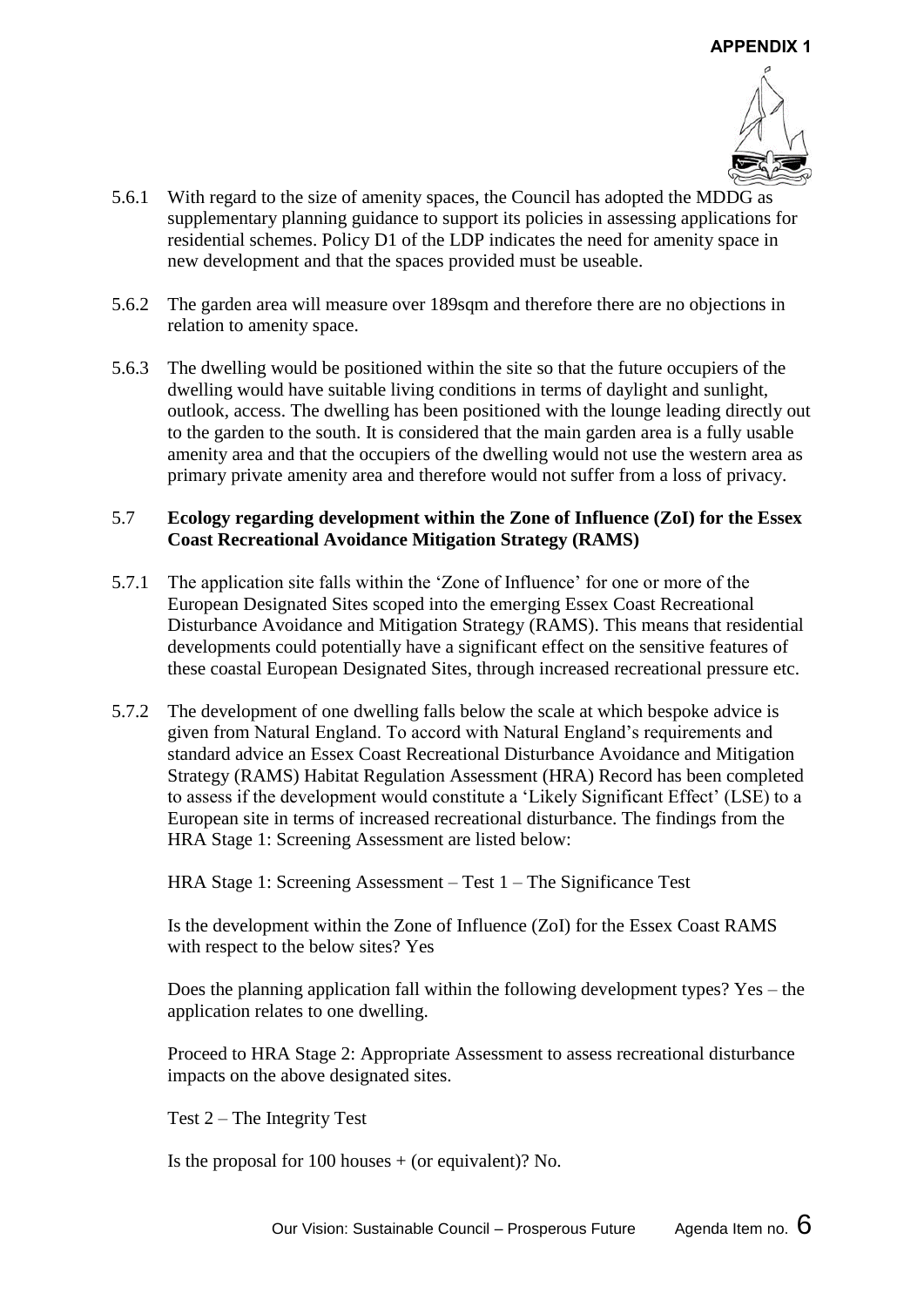5.6.1 With regard to the size of amenity spaces, the Council has adopted the MDDG as supplementary planning guidance to support its policies in assessing applications for residential schemes. Policy D1 of the LDP indicates the need for amenity space in new development and that the spaces provided must be useable.

5.6.2 The garden area will measure over 189sqm and therefore there are no objections in relation to amenity space.

5.6.3 The dwelling would be positioned within the site so that the future occupiers of the dwelling would have suitable living conditions in terms of daylight and sunlight, outlook, access. The dwelling has been positioned with the lounge leading directly out to the garden to the south. It is considered that the main garden area is a fully usable amenity area and that the occupiers of the dwelling would not use the western area as primary private amenity area and therefore would not suffer from a loss of privacy.

### 5.7 Ecology regarding development within the Zone of Influence (ZoI) for the Essex Coast Recreational Avoidance Mitigation Strategy (RAMS)

5.7.1 The application site falls within the 'Zone of Influence' for one or more of the European Designated Sites scoped into the emerging Essex Coast Recreational Disturbance Avoidance and Mitigation Strategy (RAMS). This means that residential developments could potentially have a significant effect on the sensitive features of these coastal European Designated Sites, through increased recreational pressure etc.

5.7.2 The development of one dwelling falls below the scale at which bespoke advice is given from Natural England. To accord with Natural England's requirements and standard advice an Essex Coast Recreational Disturbance Avoidance and Mitigation Strategy (RAMS) Habitat Regulation Assessment (HRA) Record has been completed to assess if the development would constitute a 'Likely Significant Effect' (LSE) to a European site in terms of increased recreational disturbance. The findings from the HRA Stage 1: Screening Assessment are listed below:

HRA Stage 1: Screening Assessment – Test 1 – The Significance Test

Is the development within the Zone of Influence (ZoI) for the Essex Coast RAMS with respect to the below sites? Yes

Does the planning application fall within the following development types? Yes – the application relates to one dwelling.

Proceed to HRA Stage 2: Appropriate Assessment to assess recreational disturbance impacts on the above designated sites.

Test 2 – The Integrity Test

Is the proposal for 100 houses + (or equivalent)? No.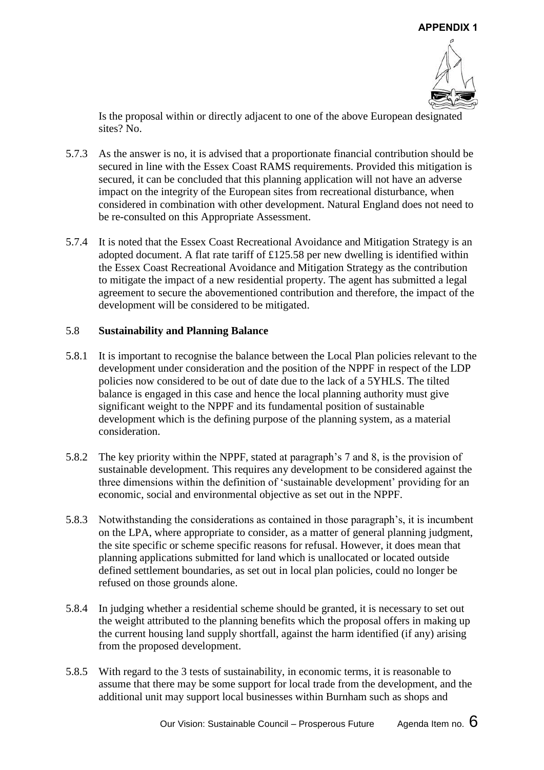Is the proposal within or directly adjacent to one of the above European designated sites? No.

5.7.3 As the answer is no, it is advised that a proportionate financial contribution should be secured in line with the Essex Coast RAMS requirements. Provided this mitigation is secured, it can be concluded that this planning application will not have an adverse impact on the integrity of the European sites from recreational disturbance, when considered in combination with other development. Natural England does not need to be re-consulted on this Appropriate Assessment.

5.7.4 It is noted that the Essex Coast Recreational Avoidance and Mitigation Strategy is an adopted document. A flat rate tariff of £125.58 per new dwelling is identified within the Essex Coast Recreational Avoidance and Mitigation Strategy as the contribution to mitigate the impact of a new residential property. The agent has submitted a legal agreement to secure the abovementioned contribution and therefore, the impact of the development will be considered to be mitigated.

## 5.8 Sustainability and Planning Balance

5.8.1 It is important to recognise the balance between the Local Plan policies relevant to the development under consideration and the position of the NPPF in respect of the LDP policies now considered to be out of date due to the lack of a 5YHLS. The tilted balance is engaged in this case and hence the local planning authority must give significant weight to the NPPF and its fundamental position of sustainable development which is the defining purpose of the planning system, as a material consideration.

5.8.2 The key priority within the NPPF, stated at paragraph's 7 and 8, is the provision of sustainable development. This requires any development to be considered against the three dimensions within the definition of 'sustainable development' providing for an economic, social and environmental objective as set out in the NPPF.

5.8.3 Notwithstanding the considerations as contained in those paragraph's, it is incumbent on the LPA, where appropriate to consider, as a matter of general planning judgment, the site specific or scheme specific reasons for refusal. However, it does mean that planning applications submitted for land which is unallocated or located outside defined settlement boundaries, as set out in local plan policies, could no longer be refused on those grounds alone.

5.8.4 In judging whether a residential scheme should be granted, it is necessary to set out the weight attributed to the planning benefits which the proposal offers in making up the current housing land supply shortfall, against the harm identified (if any) arising from the proposed development.

5.8.5 With regard to the 3 tests of sustainability, in economic terms, it is reasonable to assume that there may be some support for local trade from the development, and the additional unit may support local businesses within Burnham such as shops and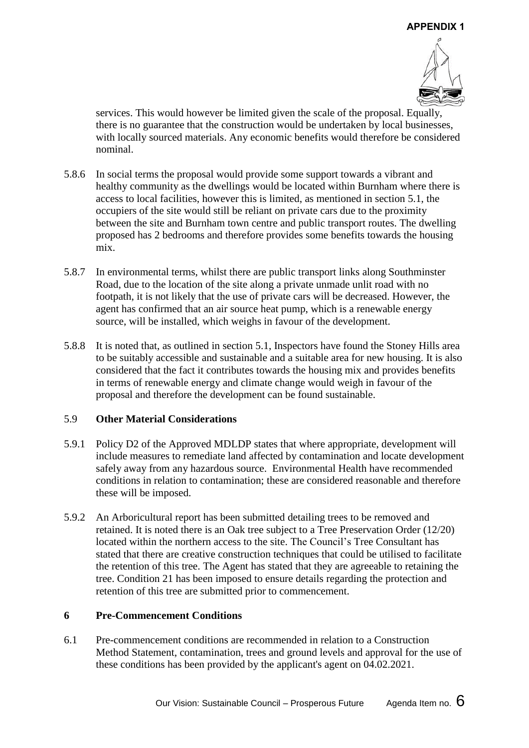services. This would however be limited given the scale of the proposal. Equally, there is no guarantee that the construction would be undertaken by local businesses, with locally sourced materials. Any economic benefits would therefore be considered nominal.

5.8.6 In social terms the proposal would provide some support towards a vibrant and healthy community as the dwellings would be located within Burnham where there is access to local facilities, however this is limited, as mentioned in section 5.1, the occupiers of the site would still be reliant on private cars due to the proximity between the site and Burnham town centre and public transport routes. The dwelling proposed has 2 bedrooms and therefore provides some benefits towards the housing mix.

5.8.7 In environmental terms, whilst there are public transport links along Southminster Road, due to the location of the site along a private unmade unlit road with no footpath, it is not likely that the use of private cars will be decreased. However, the agent has confirmed that an air source heat pump, which is a renewable energy source, will be installed, which weighs in favour of the development.

5.8.8 It is noted that, as outlined in section 5.1, Inspectors have found the Stoney Hills area to be suitably accessible and sustainable and a suitable area for new housing. It is also considered that the fact it contributes towards the housing mix and provides benefits in terms of renewable energy and climate change would weigh in favour of the proposal and therefore the development can be found sustainable.

### 5.9 Other Material Considerations

5.9.1 Policy D2 of the Approved MDLDP states that where appropriate, development will include measures to remediate land affected by contamination and locate development safely away from any hazardous source. Environmental Health have recommended conditions in relation to contamination; these are considered reasonable and therefore these will be imposed.

5.9.2 An Arboricultural report has been submitted detailing trees to be removed and retained. It is noted there is an Oak tree subject to a Tree Preservation Order (12/20) located within the northern access to the site. The Council's Tree Consultant has stated that there are creative construction techniques that could be utilised to facilitate the retention of this tree. The Agent has stated that they are agreeable to retaining the tree. Condition 21 has been imposed to ensure details regarding the protection and retention of this tree are submitted prior to commencement.

## 6 Pre-Commencement Conditions

6.1 Pre-commencement conditions are recommended in relation to a Construction Method Statement, contamination, trees and ground levels and approval for the use of these conditions has been provided by the applicant's agent on 04.02.2021.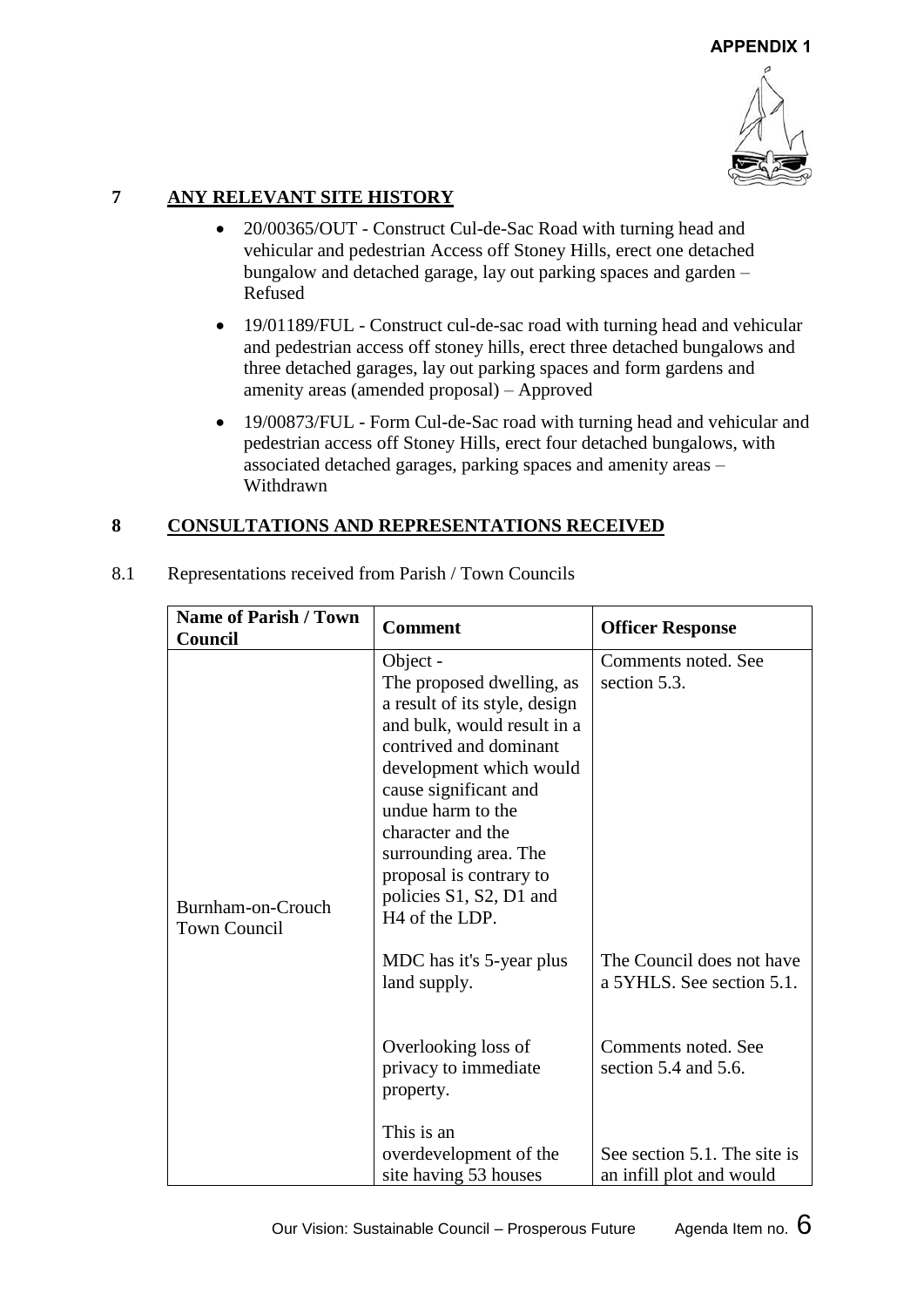**APPENDIX 1**

## 7 ANY RELEVANT SITE HISTORY

- 20/00365/OUT - Construct Cul-de-Sac Road with turning head and vehicular and pedestrian Access off Stoney Hills, erect one detached bungalow and detached garage, lay out parking spaces and garden – Refused
- 19/01189/FUL - Construct cul-de-sac road with turning head and vehicular and pedestrian access off stoney hills, erect three detached bungalows and three detached garages, lay out parking spaces and form gardens and amenity areas (amended proposal) – Approved
- 19/00873/FUL - Form Cul-de-Sac road with turning head and vehicular and pedestrian access off Stoney Hills, erect four detached bungalows, with associated detached garages, parking spaces and amenity areas – Withdrawn

## 8 CONSULTATIONS AND REPRESENTATIONS RECEIVED

8.1 Representations received from Parish / Town Councils

| Name of Parish / Town Council | Comment | Officer Response |
|---|---|---|
| Burnham-on-Crouch Town Council | Object - The proposed dwelling, as a result of its style, design and bulk, would result in a contrived and dominant development which would cause significant and undue harm to the character and the surrounding area. The proposal is contrary to policies S1, S2, D1 and H4 of the LDP. | Comments noted. See section 5.3. |
| | MDC has it's 5-year plus land supply. | The Council does not have a 5YHLS. See section 5.1. |
| | Overlooking loss of privacy to immediate property. | Comments noted. See section 5.4 and 5.6. |
| | This is an overdevelopment of the site having 53 houses | See section 5.1. The site is an infill plot and would |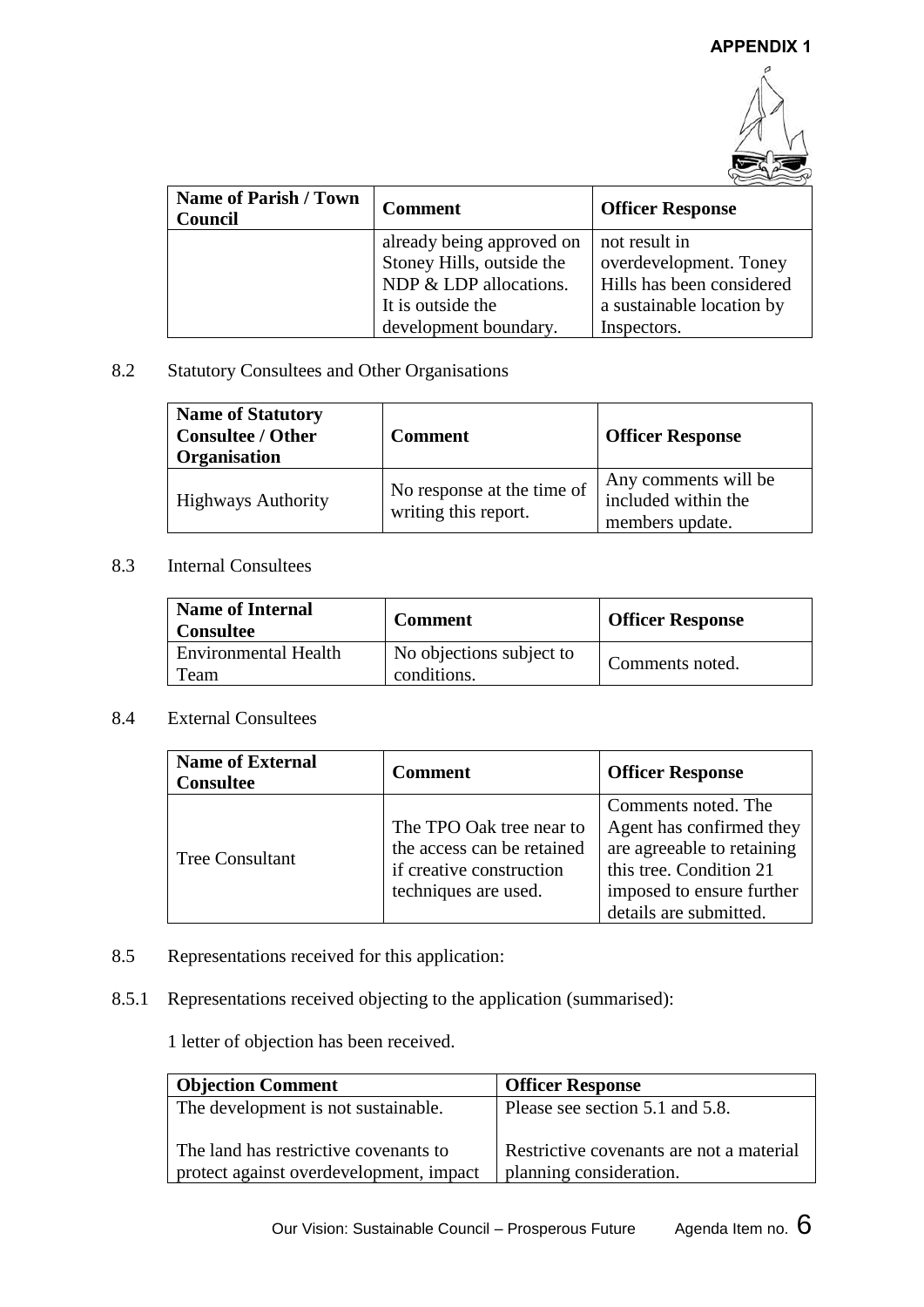APPENDIX 1

| Name of Parish / Town Council | Comment | Officer Response |
| --- | --- | --- |
| | already being approved on Stoney Hills, outside the NDP & LDP allocations. It is outside the development boundary. | not result in overdevelopment. Toney Hills has been considered a sustainable location by Inspectors. |

8.2 Statutory Consultees and Other Organisations

| Name of Statutory Consultee / Other Organisation | Comment | Officer Response |
| --- | --- | --- |
| Highways Authority | No response at the time of writing this report. | Any comments will be included within the members update. |

8.3 Internal Consultees

| Name of Internal Consultee | Comment | Officer Response |
| --- | --- | --- |
| Environmental Health Team | No objections subject to conditions. | Comments noted. |

8.4 External Consultees

| Name of External Consultee | Comment | Officer Response |
| --- | --- | --- |
| Tree Consultant | The TPO Oak tree near to the access can be retained if creative construction techniques are used. | Comments noted. The Agent has confirmed they are agreeable to retaining this tree. Condition 21 imposed to ensure further details are submitted. |

8.5 Representations received for this application:

8.5.1 Representations received objecting to the application (summarised):

1 letter of objection has been received.

| Objection Comment | Officer Response |
| --- | --- |
| The development is not sustainable. | Please see section 5.1 and 5.8. |
| The land has restrictive covenants to protect against overdevelopment, impact | Restrictive covenants are not a material planning consideration. |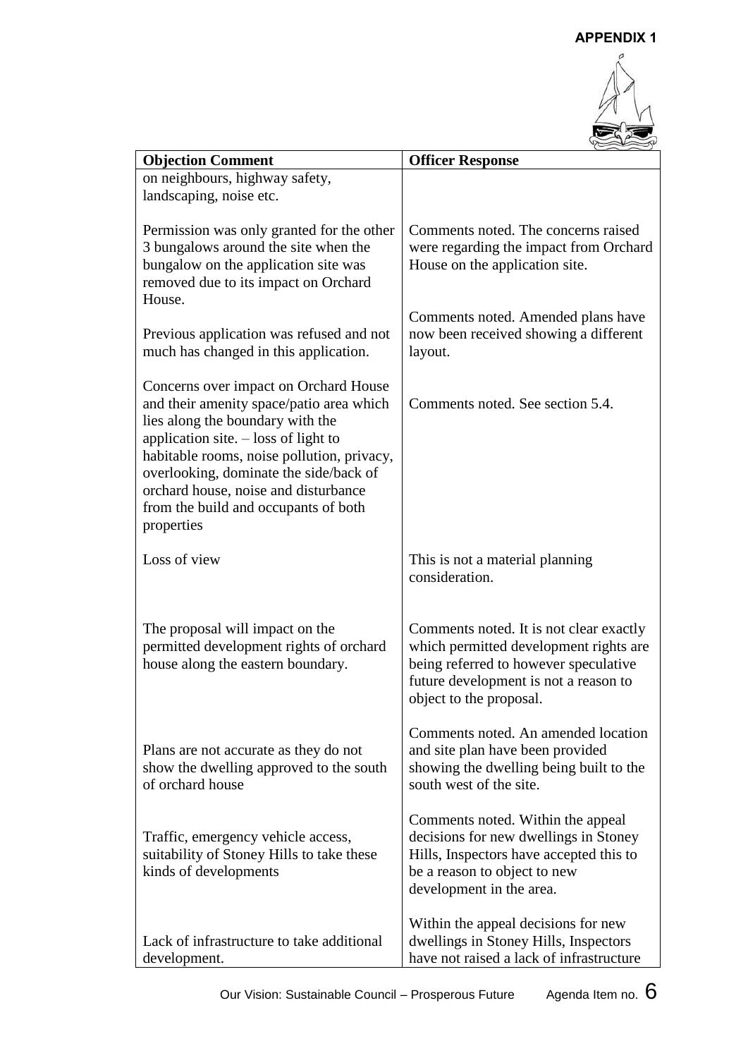**APPENDIX 1**

| Objection Comment | Officer Response |
|---|---|
| on neighbours, highway safety, landscaping, noise etc. | |
| Permission was only granted for the other 3 bungalows around the site when the bungalow on the application site was removed due to its impact on Orchard House. | Comments noted. The concerns raised were regarding the impact from Orchard House on the application site. |
| Previous application was refused and not much has changed in this application. | Comments noted. Amended plans have now been received showing a different layout. |
| Concerns over impact on Orchard House and their amenity space/patio area which lies along the boundary with the application site. – loss of light to habitable rooms, noise pollution, privacy, overlooking, dominate the side/back of orchard house, noise and disturbance from the build and occupants of both properties | Comments noted. See section 5.4. |
| Loss of view | This is not a material planning consideration. |
| The proposal will impact on the permitted development rights of orchard house along the eastern boundary. | Comments noted. It is not clear exactly which permitted development rights are being referred to however speculative future development is not a reason to object to the proposal. |
| Plans are not accurate as they do not show the dwelling approved to the south of orchard house | Comments noted. An amended location and site plan have been provided showing the dwelling being built to the south west of the site. |
| Traffic, emergency vehicle access, suitability of Stoney Hills to take these kinds of developments | Comments noted. Within the appeal decisions for new dwellings in Stoney Hills, Inspectors have accepted this to be a reason to object to new development in the area. |
| Lack of infrastructure to take additional development. | Within the appeal decisions for new dwellings in Stoney Hills, Inspectors have not raised a lack of infrastructure |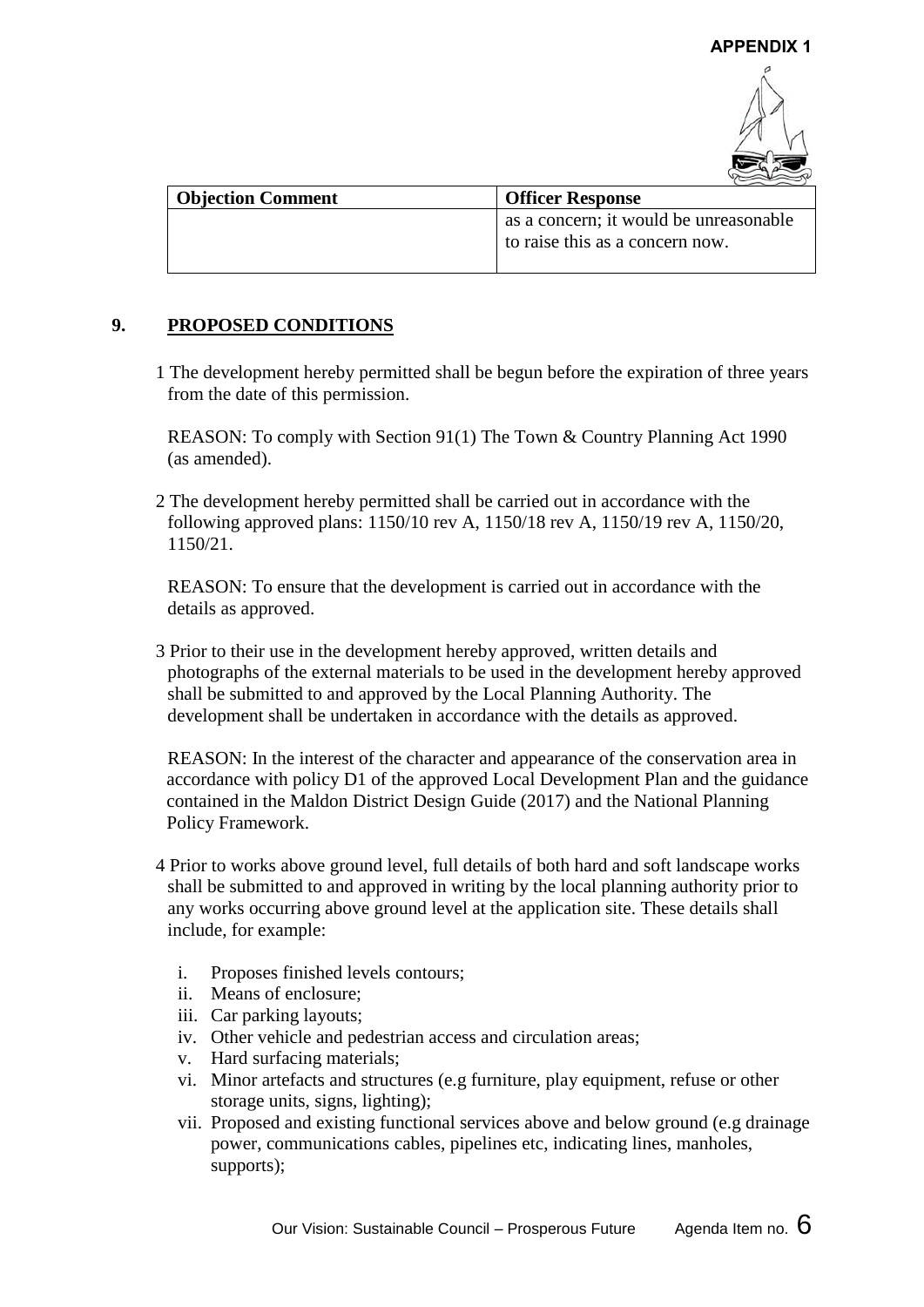| Objection Comment | Officer Response |
|---|---|
| | as a concern; it would be unreasonable to raise this as a concern now. |

## 9. PROPOSED CONDITIONS

1 The development hereby permitted shall be begun before the expiration of three years from the date of this permission.

REASON: To comply with Section 91(1) The Town & Country Planning Act 1990 (as amended).

2 The development hereby permitted shall be carried out in accordance with the following approved plans: 1150/10 rev A, 1150/18 rev A, 1150/19 rev A, 1150/20, 1150/21.

REASON: To ensure that the development is carried out in accordance with the details as approved.

3 Prior to their use in the development hereby approved, written details and photographs of the external materials to be used in the development hereby approved shall be submitted to and approved by the Local Planning Authority. The development shall be undertaken in accordance with the details as approved.

REASON: In the interest of the character and appearance of the conservation area in accordance with policy D1 of the approved Local Development Plan and the guidance contained in the Maldon District Design Guide (2017) and the National Planning Policy Framework.

4 Prior to works above ground level, full details of both hard and soft landscape works shall be submitted to and approved in writing by the local planning authority prior to any works occurring above ground level at the application site. These details shall include, for example:

i. Proposes finished levels contours;
ii. Means of enclosure;
iii. Car parking layouts;
iv. Other vehicle and pedestrian access and circulation areas;
v. Hard surfacing materials;
vi. Minor artefacts and structures (e.g furniture, play equipment, refuse or other storage units, signs, lighting);
vii. Proposed and existing functional services above and below ground (e.g drainage power, communications cables, pipelines etc, indicating lines, manholes, supports);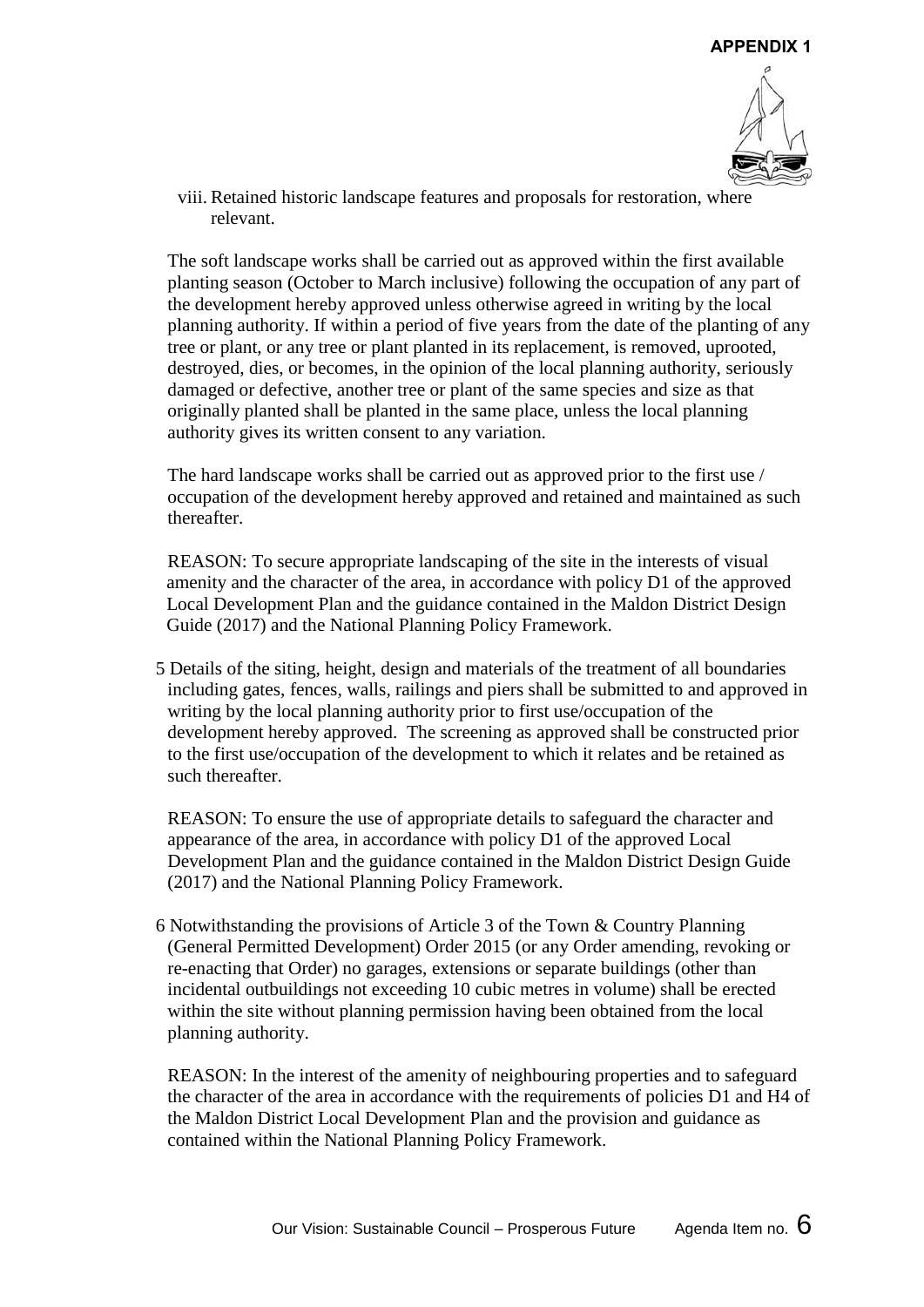viii. Retained historic landscape features and proposals for restoration, where relevant.

The soft landscape works shall be carried out as approved within the first available planting season (October to March inclusive) following the occupation of any part of the development hereby approved unless otherwise agreed in writing by the local planning authority. If within a period of five years from the date of the planting of any tree or plant, or any tree or plant planted in its replacement, is removed, uprooted, destroyed, dies, or becomes, in the opinion of the local planning authority, seriously damaged or defective, another tree or plant of the same species and size as that originally planted shall be planted in the same place, unless the local planning authority gives its written consent to any variation.

The hard landscape works shall be carried out as approved prior to the first use / occupation of the development hereby approved and retained and maintained as such thereafter.

REASON: To secure appropriate landscaping of the site in the interests of visual amenity and the character of the area, in accordance with policy D1 of the approved Local Development Plan and the guidance contained in the Maldon District Design Guide (2017) and the National Planning Policy Framework.

5 Details of the siting, height, design and materials of the treatment of all boundaries including gates, fences, walls, railings and piers shall be submitted to and approved in writing by the local planning authority prior to first use/occupation of the development hereby approved. The screening as approved shall be constructed prior to the first use/occupation of the development to which it relates and be retained as such thereafter.

REASON: To ensure the use of appropriate details to safeguard the character and appearance of the area, in accordance with policy D1 of the approved Local Development Plan and the guidance contained in the Maldon District Design Guide (2017) and the National Planning Policy Framework.

6 Notwithstanding the provisions of Article 3 of the Town & Country Planning (General Permitted Development) Order 2015 (or any Order amending, revoking or re-enacting that Order) no garages, extensions or separate buildings (other than incidental outbuildings not exceeding 10 cubic metres in volume) shall be erected within the site without planning permission having been obtained from the local planning authority.

REASON: In the interest of the amenity of neighbouring properties and to safeguard the character of the area in accordance with the requirements of policies D1 and H4 of the Maldon District Local Development Plan and the provision and guidance as contained within the National Planning Policy Framework.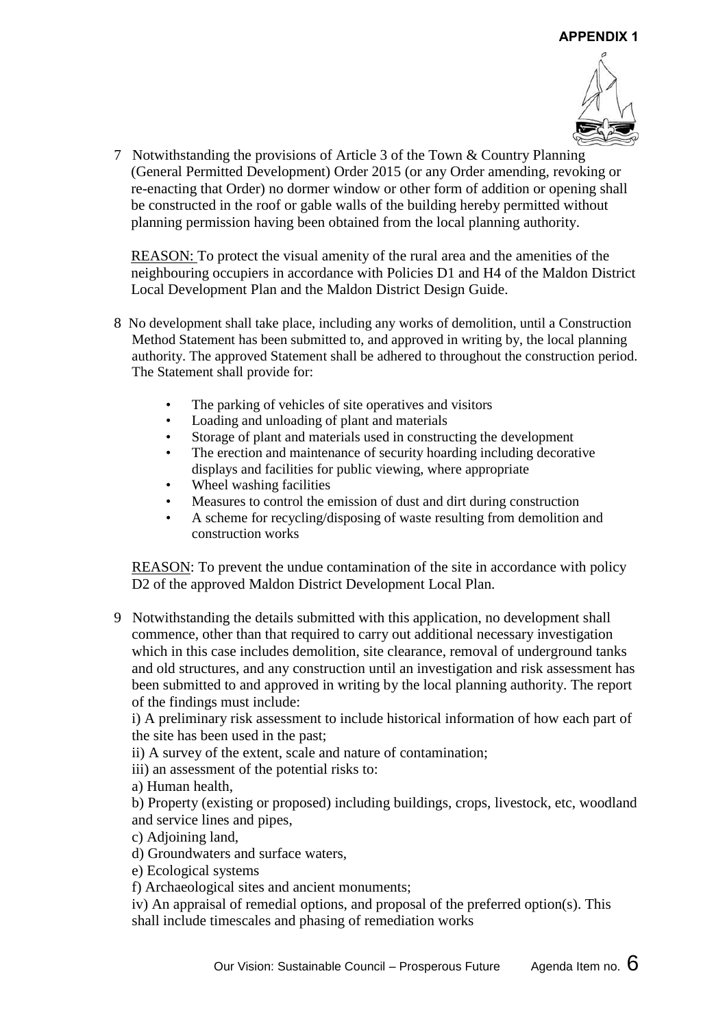**APPENDIX 1**

7 Notwithstanding the provisions of Article 3 of the Town & Country Planning (General Permitted Development) Order 2015 (or any Order amending, revoking or re-enacting that Order) no dormer window or other form of addition or opening shall be constructed in the roof or gable walls of the building hereby permitted without planning permission having been obtained from the local planning authority.

<u>REASON:</u> To protect the visual amenity of the rural area and the amenities of the neighbouring occupiers in accordance with Policies D1 and H4 of the Maldon District Local Development Plan and the Maldon District Design Guide.

8 No development shall take place, including any works of demolition, until a Construction Method Statement has been submitted to, and approved in writing by, the local planning authority. The approved Statement shall be adhered to throughout the construction period. The Statement shall provide for:

- The parking of vehicles of site operatives and visitors
- Loading and unloading of plant and materials
- Storage of plant and materials used in constructing the development
- The erection and maintenance of security hoarding including decorative displays and facilities for public viewing, where appropriate
- Wheel washing facilities
- Measures to control the emission of dust and dirt during construction
- A scheme for recycling/disposing of waste resulting from demolition and construction works

<u>REASON</u>: To prevent the undue contamination of the site in accordance with policy D2 of the approved Maldon District Development Local Plan.

9 Notwithstanding the details submitted with this application, no development shall commence, other than that required to carry out additional necessary investigation which in this case includes demolition, site clearance, removal of underground tanks and old structures, and any construction until an investigation and risk assessment has been submitted to and approved in writing by the local planning authority. The report of the findings must include:

i) A preliminary risk assessment to include historical information of how each part of the site has been used in the past;

ii) A survey of the extent, scale and nature of contamination;

iii) an assessment of the potential risks to:

a) Human health,

b) Property (existing or proposed) including buildings, crops, livestock, etc, woodland and service lines and pipes,

c) Adjoining land,

d) Groundwaters and surface waters,

e) Ecological systems

f) Archaeological sites and ancient monuments;

iv) An appraisal of remedial options, and proposal of the preferred option(s). This shall include timescales and phasing of remediation works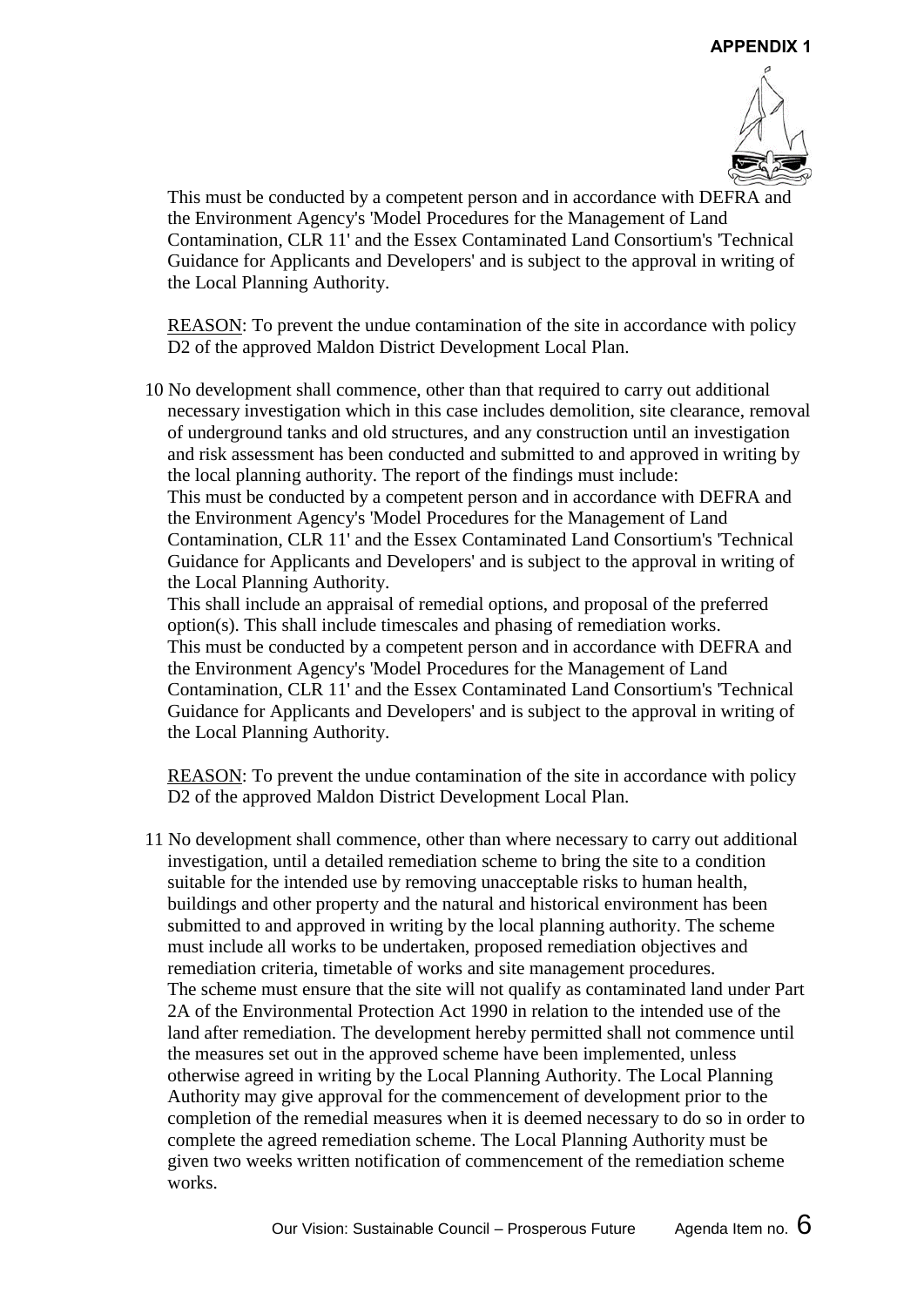This must be conducted by a competent person and in accordance with DEFRA and the Environment Agency's 'Model Procedures for the Management of Land Contamination, CLR 11' and the Essex Contaminated Land Consortium's 'Technical Guidance for Applicants and Developers' and is subject to the approval in writing of the Local Planning Authority.

REASON: To prevent the undue contamination of the site in accordance with policy D2 of the approved Maldon District Development Local Plan.

10 No development shall commence, other than that required to carry out additional necessary investigation which in this case includes demolition, site clearance, removal of underground tanks and old structures, and any construction until an investigation and risk assessment has been conducted and submitted to and approved in writing by the local planning authority. The report of the findings must include:
This must be conducted by a competent person and in accordance with DEFRA and the Environment Agency's 'Model Procedures for the Management of Land Contamination, CLR 11' and the Essex Contaminated Land Consortium's 'Technical Guidance for Applicants and Developers' and is subject to the approval in writing of the Local Planning Authority.
This shall include an appraisal of remedial options, and proposal of the preferred option(s). This shall include timescales and phasing of remediation works.
This must be conducted by a competent person and in accordance with DEFRA and the Environment Agency's 'Model Procedures for the Management of Land Contamination, CLR 11' and the Essex Contaminated Land Consortium's 'Technical Guidance for Applicants and Developers' and is subject to the approval in writing of the Local Planning Authority.

REASON: To prevent the undue contamination of the site in accordance with policy D2 of the approved Maldon District Development Local Plan.

11 No development shall commence, other than where necessary to carry out additional investigation, until a detailed remediation scheme to bring the site to a condition suitable for the intended use by removing unacceptable risks to human health, buildings and other property and the natural and historical environment has been submitted to and approved in writing by the local planning authority. The scheme must include all works to be undertaken, proposed remediation objectives and remediation criteria, timetable of works and site management procedures.
The scheme must ensure that the site will not qualify as contaminated land under Part 2A of the Environmental Protection Act 1990 in relation to the intended use of the land after remediation. The development hereby permitted shall not commence until the measures set out in the approved scheme have been implemented, unless otherwise agreed in writing by the Local Planning Authority. The Local Planning Authority may give approval for the commencement of development prior to the completion of the remedial measures when it is deemed necessary to do so in order to complete the agreed remediation scheme. The Local Planning Authority must be given two weeks written notification of commencement of the remediation scheme works.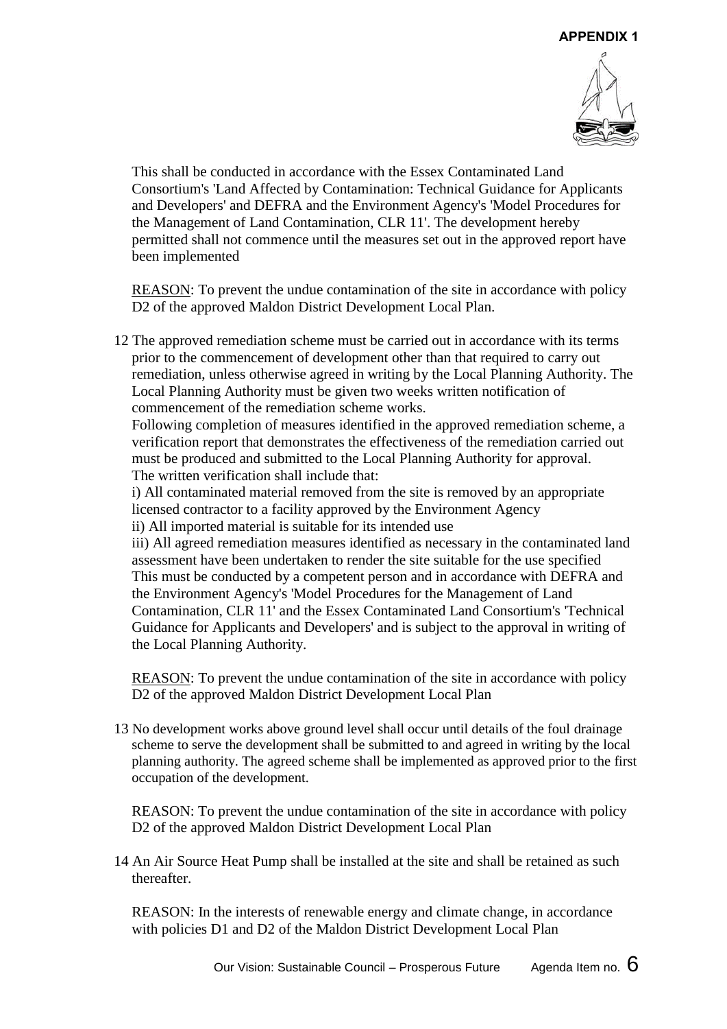This shall be conducted in accordance with the Essex Contaminated Land Consortium's 'Land Affected by Contamination: Technical Guidance for Applicants and Developers' and DEFRA and the Environment Agency's 'Model Procedures for the Management of Land Contamination, CLR 11'. The development hereby permitted shall not commence until the measures set out in the approved report have been implemented

REASON: To prevent the undue contamination of the site in accordance with policy D2 of the approved Maldon District Development Local Plan.

12 The approved remediation scheme must be carried out in accordance with its terms prior to the commencement of development other than that required to carry out remediation, unless otherwise agreed in writing by the Local Planning Authority. The Local Planning Authority must be given two weeks written notification of commencement of the remediation scheme works.
Following completion of measures identified in the approved remediation scheme, a verification report that demonstrates the effectiveness of the remediation carried out must be produced and submitted to the Local Planning Authority for approval.
The written verification shall include that:
i) All contaminated material removed from the site is removed by an appropriate licensed contractor to a facility approved by the Environment Agency
ii) All imported material is suitable for its intended use
iii) All agreed remediation measures identified as necessary in the contaminated land assessment have been undertaken to render the site suitable for the use specified
This must be conducted by a competent person and in accordance with DEFRA and the Environment Agency's 'Model Procedures for the Management of Land Contamination, CLR 11' and the Essex Contaminated Land Consortium's 'Technical Guidance for Applicants and Developers' and is subject to the approval in writing of the Local Planning Authority.

REASON: To prevent the undue contamination of the site in accordance with policy D2 of the approved Maldon District Development Local Plan

13 No development works above ground level shall occur until details of the foul drainage scheme to serve the development shall be submitted to and agreed in writing by the local planning authority. The agreed scheme shall be implemented as approved prior to the first occupation of the development.

REASON: To prevent the undue contamination of the site in accordance with policy D2 of the approved Maldon District Development Local Plan

14 An Air Source Heat Pump shall be installed at the site and shall be retained as such thereafter.

REASON: In the interests of renewable energy and climate change, in accordance with policies D1 and D2 of the Maldon District Development Local Plan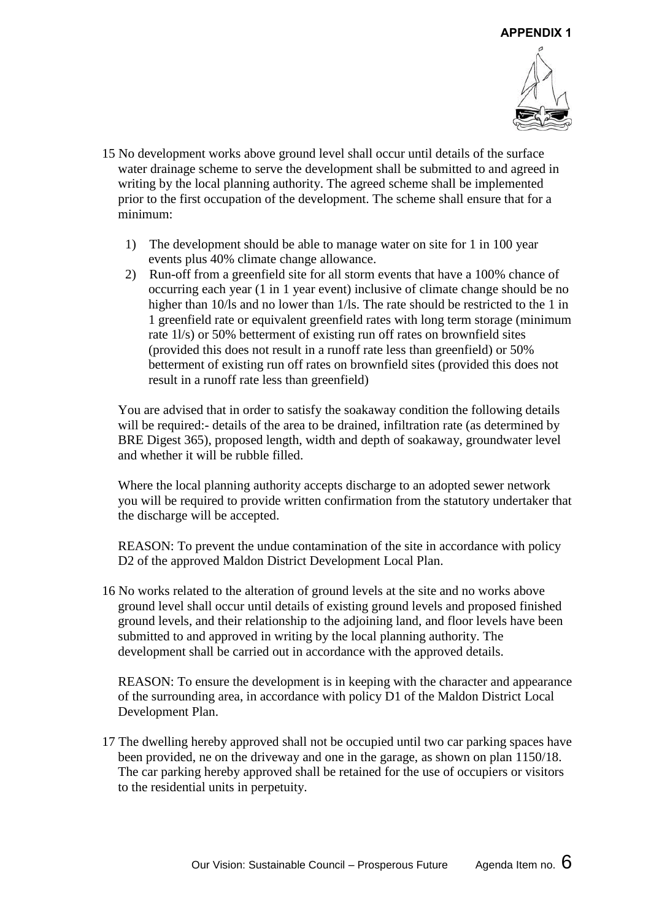**APPENDIX 1**

15 No development works above ground level shall occur until details of the surface water drainage scheme to serve the development shall be submitted to and agreed in writing by the local planning authority. The agreed scheme shall be implemented prior to the first occupation of the development. The scheme shall ensure that for a minimum:

1) The development should be able to manage water on site for 1 in 100 year events plus 40% climate change allowance.
2) Run-off from a greenfield site for all storm events that have a 100% chance of occurring each year (1 in 1 year event) inclusive of climate change should be no higher than 10/ls and no lower than 1/ls. The rate should be restricted to the 1 in 1 greenfield rate or equivalent greenfield rates with long term storage (minimum rate 1l/s) or 50% betterment of existing run off rates on brownfield sites (provided this does not result in a runoff rate less than greenfield) or 50% betterment of existing run off rates on brownfield sites (provided this does not result in a runoff rate less than greenfield)

You are advised that in order to satisfy the soakaway condition the following details will be required:- details of the area to be drained, infiltration rate (as determined by BRE Digest 365), proposed length, width and depth of soakaway, groundwater level and whether it will be rubble filled.

Where the local planning authority accepts discharge to an adopted sewer network you will be required to provide written confirmation from the statutory undertaker that the discharge will be accepted.

REASON: To prevent the undue contamination of the site in accordance with policy D2 of the approved Maldon District Development Local Plan.

16 No works related to the alteration of ground levels at the site and no works above ground level shall occur until details of existing ground levels and proposed finished ground levels, and their relationship to the adjoining land, and floor levels have been submitted to and approved in writing by the local planning authority. The development shall be carried out in accordance with the approved details.

REASON: To ensure the development is in keeping with the character and appearance of the surrounding area, in accordance with policy D1 of the Maldon District Local Development Plan.

17 The dwelling hereby approved shall not be occupied until two car parking spaces have been provided, ne on the driveway and one in the garage, as shown on plan 1150/18. The car parking hereby approved shall be retained for the use of occupiers or visitors to the residential units in perpetuity.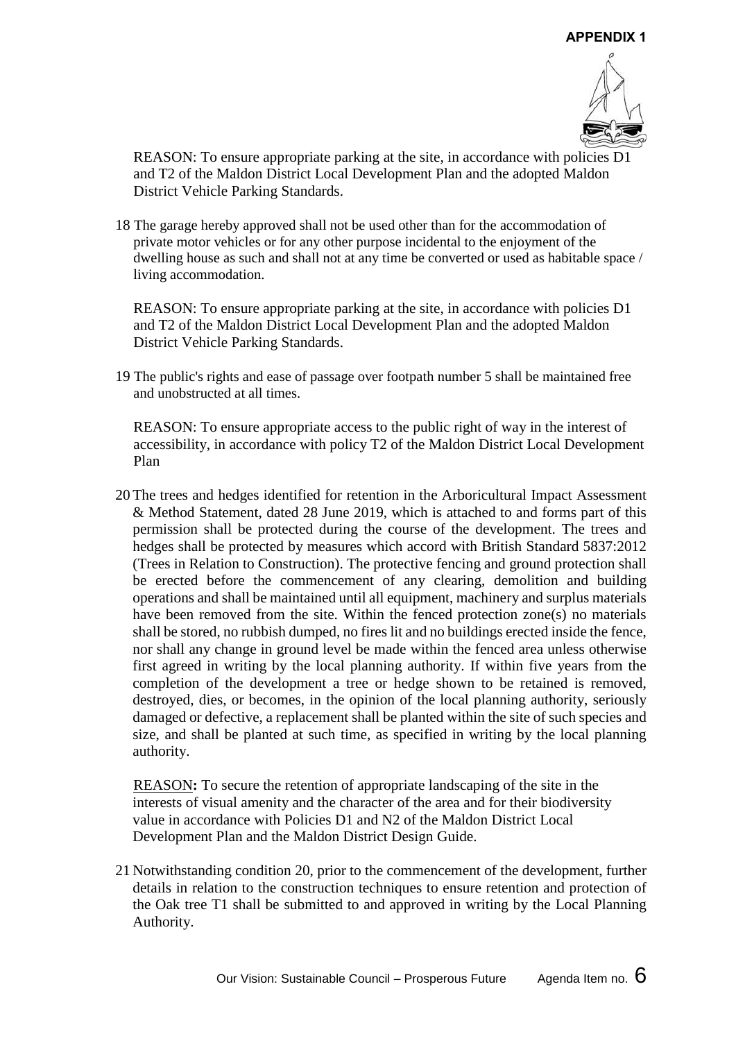REASON: To ensure appropriate parking at the site, in accordance with policies D1 and T2 of the Maldon District Local Development Plan and the adopted Maldon District Vehicle Parking Standards.

18 The garage hereby approved shall not be used other than for the accommodation of private motor vehicles or for any other purpose incidental to the enjoyment of the dwelling house as such and shall not at any time be converted or used as habitable space / living accommodation.

REASON: To ensure appropriate parking at the site, in accordance with policies D1 and T2 of the Maldon District Local Development Plan and the adopted Maldon District Vehicle Parking Standards.

19 The public's rights and ease of passage over footpath number 5 shall be maintained free and unobstructed at all times.

REASON: To ensure appropriate access to the public right of way in the interest of accessibility, in accordance with policy T2 of the Maldon District Local Development Plan

20 The trees and hedges identified for retention in the Arboricultural Impact Assessment & Method Statement, dated 28 June 2019, which is attached to and forms part of this permission shall be protected during the course of the development. The trees and hedges shall be protected by measures which accord with British Standard 5837:2012 (Trees in Relation to Construction). The protective fencing and ground protection shall be erected before the commencement of any clearing, demolition and building operations and shall be maintained until all equipment, machinery and surplus materials have been removed from the site. Within the fenced protection zone(s) no materials shall be stored, no rubbish dumped, no fires lit and no buildings erected inside the fence, nor shall any change in ground level be made within the fenced area unless otherwise first agreed in writing by the local planning authority. If within five years from the completion of the development a tree or hedge shown to be retained is removed, destroyed, dies, or becomes, in the opinion of the local planning authority, seriously damaged or defective, a replacement shall be planted within the site of such species and size, and shall be planted at such time, as specified in writing by the local planning authority.

REASON**:** To secure the retention of appropriate landscaping of the site in the interests of visual amenity and the character of the area and for their biodiversity value in accordance with Policies D1 and N2 of the Maldon District Local Development Plan and the Maldon District Design Guide.

21 Notwithstanding condition 20, prior to the commencement of the development, further details in relation to the construction techniques to ensure retention and protection of the Oak tree T1 shall be submitted to and approved in writing by the Local Planning Authority.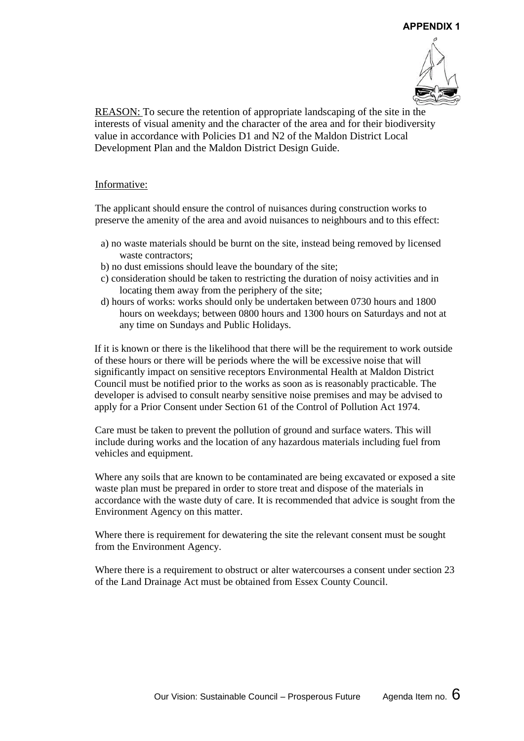REASON: To secure the retention of appropriate landscaping of the site in the interests of visual amenity and the character of the area and for their biodiversity value in accordance with Policies D1 and N2 of the Maldon District Local Development Plan and the Maldon District Design Guide.

Informative:

The applicant should ensure the control of nuisances during construction works to preserve the amenity of the area and avoid nuisances to neighbours and to this effect:

a) no waste materials should be burnt on the site, instead being removed by licensed waste contractors;
b) no dust emissions should leave the boundary of the site;
c) consideration should be taken to restricting the duration of noisy activities and in locating them away from the periphery of the site;
d) hours of works: works should only be undertaken between 0730 hours and 1800 hours on weekdays; between 0800 hours and 1300 hours on Saturdays and not at any time on Sundays and Public Holidays.

If it is known or there is the likelihood that there will be the requirement to work outside of these hours or there will be periods where the will be excessive noise that will significantly impact on sensitive receptors Environmental Health at Maldon District Council must be notified prior to the works as soon as is reasonably practicable. The developer is advised to consult nearby sensitive noise premises and may be advised to apply for a Prior Consent under Section 61 of the Control of Pollution Act 1974.

Care must be taken to prevent the pollution of ground and surface waters. This will include during works and the location of any hazardous materials including fuel from vehicles and equipment.

Where any soils that are known to be contaminated are being excavated or exposed a site waste plan must be prepared in order to store treat and dispose of the materials in accordance with the waste duty of care. It is recommended that advice is sought from the Environment Agency on this matter.

Where there is requirement for dewatering the site the relevant consent must be sought from the Environment Agency.

Where there is a requirement to obstruct or alter watercourses a consent under section 23 of the Land Drainage Act must be obtained from Essex County Council.